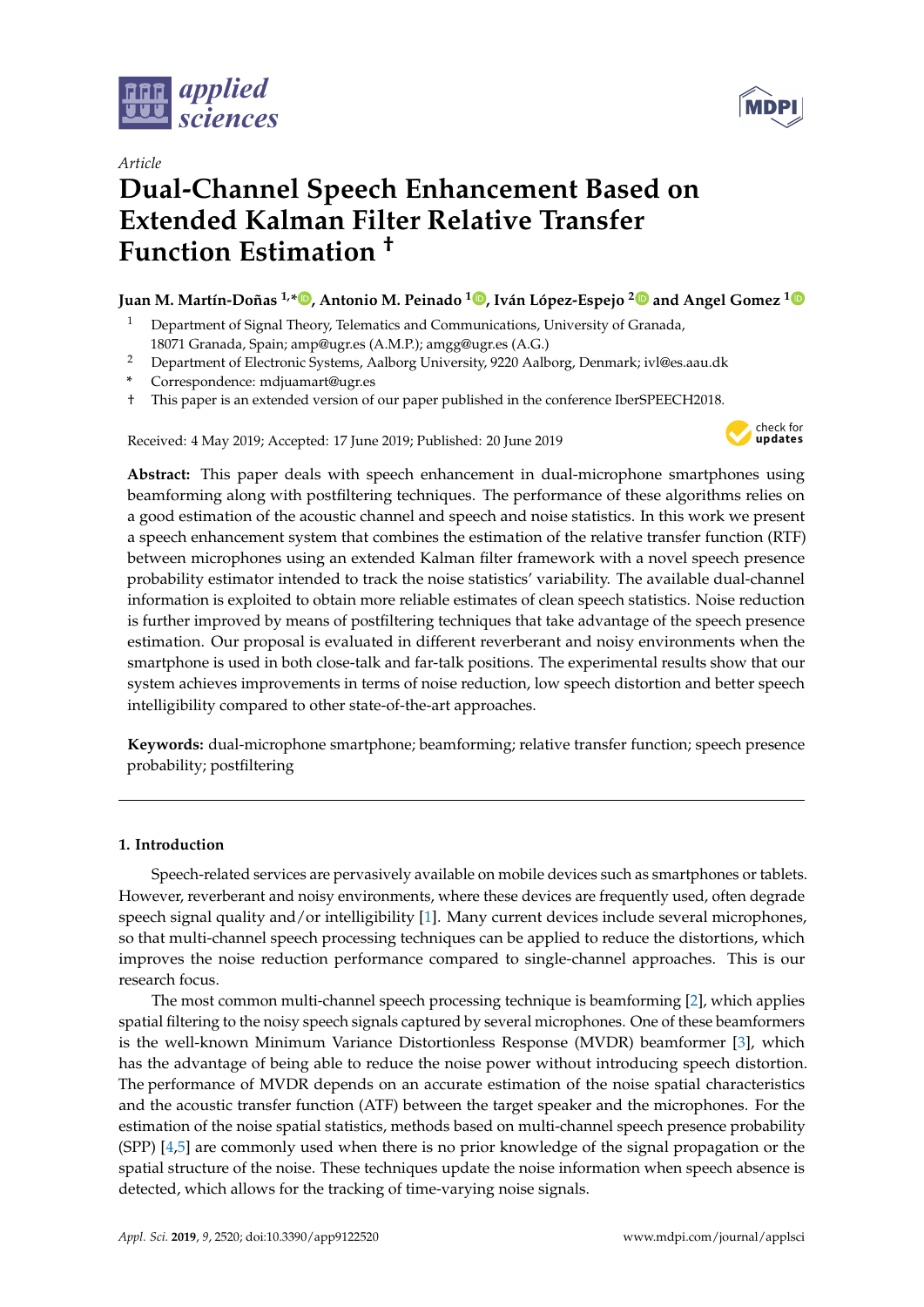*Article*

# Dual-Channel Speech Enhancement Based on Extended Kalman Filter Relative Transfer Function Estimation †

**Juan M. Martín-Doñas [1,*], Antonio M. Peinado [1], Iván López-Espejo [2] and Angel Gomez [1]**

[1] Department of Signal Theory, Telematics and Communications, University of Granada, 18071 Granada, Spain; amp@ugr.es (A.M.P.); amgg@ugr.es (A.G.)

[2] Department of Electronic Systems, Aalborg University, 9220 Aalborg, Denmark; ivl@es.aau.dk

\* Correspondence: mdjuamart@ugr.es

† This paper is an extended version of our paper published in the conference IberSPEECH2018.

Received: 4 May 2019; Accepted: 17 June 2019; Published: 20 June 2019

**Abstract:** This paper deals with speech enhancement in dual-microphone smartphones using beamforming along with postfiltering techniques. The performance of these algorithms relies on a good estimation of the acoustic channel and speech and noise statistics. In this work we present a speech enhancement system that combines the estimation of the relative transfer function (RTF) between microphones using an extended Kalman filter framework with a novel speech presence probability estimator intended to track the noise statistics' variability. The available dual-channel information is exploited to obtain more reliable estimates of clean speech statistics. Noise reduction is further improved by means of postfiltering techniques that take advantage of the speech presence estimation. Our proposal is evaluated in different reverberant and noisy environments when the smartphone is used in both close-talk and far-talk positions. The experimental results show that our system achieves improvements in terms of noise reduction, low speech distortion and better speech intelligibility compared to other state-of-the-art approaches.

**Keywords:** dual-microphone smartphone; beamforming; relative transfer function; speech presence probability; postfiltering

## 1. Introduction

Speech-related services are pervasively available on mobile devices such as smartphones or tablets. However, reverberant and noisy environments, where these devices are frequently used, often degrade speech signal quality and/or intelligibility [1]. Many current devices include several microphones, so that multi-channel speech processing techniques can be applied to reduce the distortions, which improves the noise reduction performance compared to single-channel approaches. This is our research focus.

The most common multi-channel speech processing technique is beamforming [2], which applies spatial filtering to the noisy speech signals captured by several microphones. One of these beamformers is the well-known Minimum Variance Distortionless Response (MVDR) beamformer [3], which has the advantage of being able to reduce the noise power without introducing speech distortion. The performance of MVDR depends on an accurate estimation of the noise spatial characteristics and the acoustic transfer function (ATF) between the target speaker and the microphones. For the estimation of the noise spatial statistics, methods based on multi-channel speech presence probability (SPP) [4,5] are commonly used when there is no prior knowledge of the signal propagation or the spatial structure of the noise. These techniques update the noise information when speech absence is detected, which allows for the tracking of time-varying noise signals.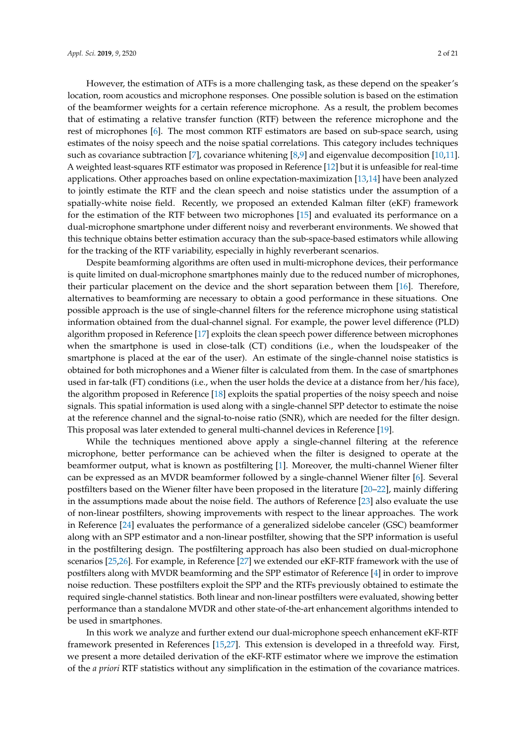However, the estimation of ATFs is a more challenging task, as these depend on the speaker's location, room acoustics and microphone responses. One possible solution is based on the estimation of the beamformer weights for a certain reference microphone. As a result, the problem becomes that of estimating a relative transfer function (RTF) between the reference microphone and the rest of microphones [6]. The most common RTF estimators are based on sub-space search, using estimates of the noisy speech and the noise spatial correlations. This category includes techniques such as covariance subtraction [7], covariance whitening [8,9] and eigenvalue decomposition [10,11]. A weighted least-squares RTF estimator was proposed in Reference [12] but it is unfeasible for real-time applications. Other approaches based on online expectation-maximization [13,14] have been analyzed to jointly estimate the RTF and the clean speech and noise statistics under the assumption of a spatially-white noise field. Recently, we proposed an extended Kalman filter (eKF) framework for the estimation of the RTF between two microphones [15] and evaluated its performance on a dual-microphone smartphone under different noisy and reverberant environments. We showed that this technique obtains better estimation accuracy than the sub-space-based estimators while allowing for the tracking of the RTF variability, especially in highly reverberant scenarios.

Despite beamforming algorithms are often used in multi-microphone devices, their performance is quite limited on dual-microphone smartphones mainly due to the reduced number of microphones, their particular placement on the device and the short separation between them [16]. Therefore, alternatives to beamforming are necessary to obtain a good performance in these situations. One possible approach is the use of single-channel filters for the reference microphone using statistical information obtained from the dual-channel signal. For example, the power level difference (PLD) algorithm proposed in Reference [17] exploits the clean speech power difference between microphones when the smartphone is used in close-talk (CT) conditions (i.e., when the loudspeaker of the smartphone is placed at the ear of the user). An estimate of the single-channel noise statistics is obtained for both microphones and a Wiener filter is calculated from them. In the case of smartphones used in far-talk (FT) conditions (i.e., when the user holds the device at a distance from her/his face), the algorithm proposed in Reference [18] exploits the spatial properties of the noisy speech and noise signals. This spatial information is used along with a single-channel SPP detector to estimate the noise at the reference channel and the signal-to-noise ratio (SNR), which are needed for the filter design. This proposal was later extended to general multi-channel devices in Reference [19].

While the techniques mentioned above apply a single-channel filtering at the reference microphone, better performance can be achieved when the filter is designed to operate at the beamformer output, what is known as postfiltering [1]. Moreover, the multi-channel Wiener filter can be expressed as an MVDR beamformer followed by a single-channel Wiener filter [6]. Several postfilters based on the Wiener filter have been proposed in the literature [20–22], mainly differing in the assumptions made about the noise field. The authors of Reference [23] also evaluate the use of non-linear postfilters, showing improvements with respect to the linear approaches. The work in Reference [24] evaluates the performance of a generalized sidelobe canceler (GSC) beamformer along with an SPP estimator and a non-linear postfilter, showing that the SPP information is useful in the postfiltering design. The postfiltering approach has also been studied on dual-microphone scenarios [25,26]. For example, in Reference [27] we extended our eKF-RTF framework with the use of postfilters along with MVDR beamforming and the SPP estimator of Reference [4] in order to improve noise reduction. These postfilters exploit the SPP and the RTFs previously obtained to estimate the required single-channel statistics. Both linear and non-linear postfilters were evaluated, showing better performance than a standalone MVDR and other state-of-the-art enhancement algorithms intended to be used in smartphones.

In this work we analyze and further extend our dual-microphone speech enhancement eKF-RTF framework presented in References [15,27]. This extension is developed in a threefold way. First, we present a more detailed derivation of the eKF-RTF estimator where we improve the estimation of the *a priori* RTF statistics without any simplification in the estimation of the covariance matrices.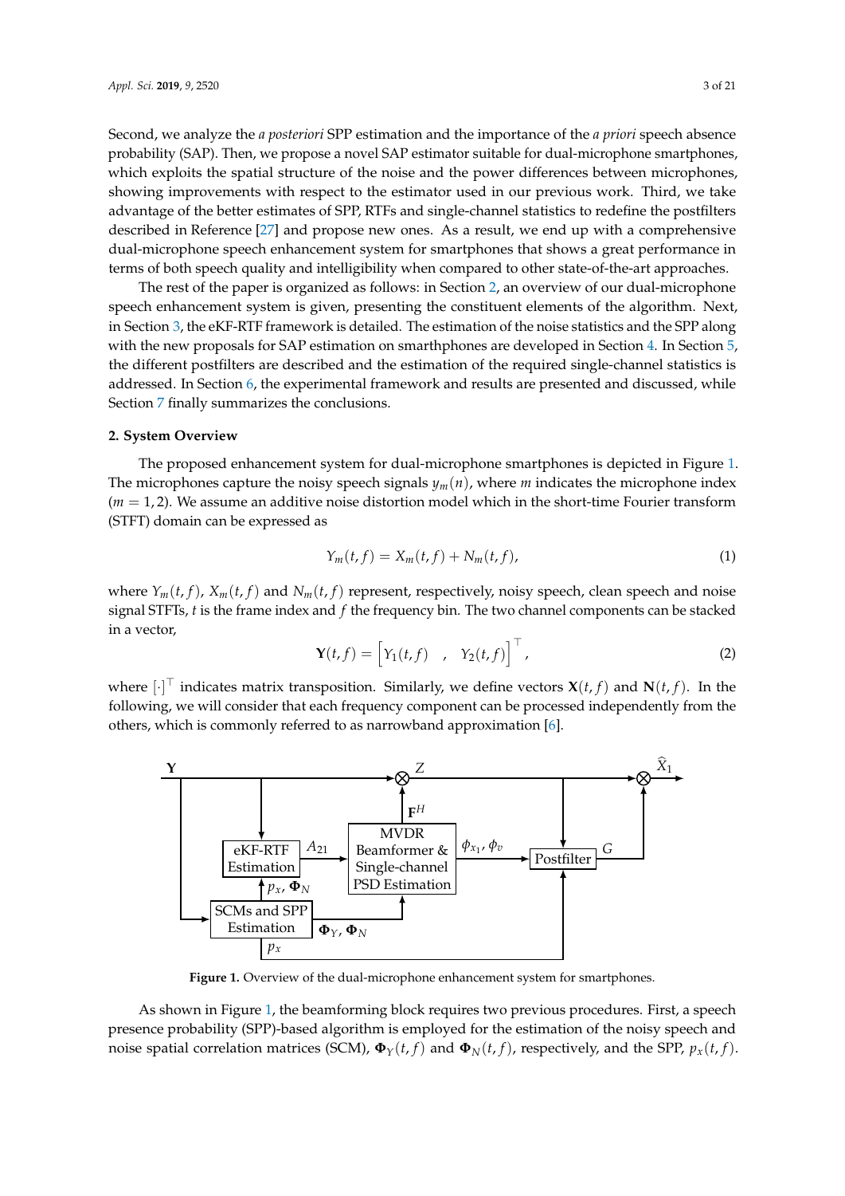Second, we analyze the *a posteriori* SPP estimation and the importance of the *a priori* speech absence probability (SAP). Then, we propose a novel SAP estimator suitable for dual-microphone smartphones, which exploits the spatial structure of the noise and the power differences between microphones, showing improvements with respect to the estimator used in our previous work. Third, we take advantage of the better estimates of SPP, RTFs and single-channel statistics to redefine the postfilters described in Reference [27] and propose new ones. As a result, we end up with a comprehensive dual-microphone speech enhancement system for smartphones that shows a great performance in terms of both speech quality and intelligibility when compared to other state-of-the-art approaches.

The rest of the paper is organized as follows: in Section 2, an overview of our dual-microphone speech enhancement system is given, presenting the constituent elements of the algorithm. Next, in Section 3, the eKF-RTF framework is detailed. The estimation of the noise statistics and the SPP along with the new proposals for SAP estimation on smarthphones are developed in Section 4. In Section 5, the different postfilters are described and the estimation of the required single-channel statistics is addressed. In Section 6, the experimental framework and results are presented and discussed, while Section 7 finally summarizes the conclusions.

## 2. System Overview

The proposed enhancement system for dual-microphone smartphones is depicted in Figure 1. The microphones capture the noisy speech signals $y_m(n)$, where $m$ indicates the microphone index ($m = 1, 2$). We assume an additive noise distortion model which in the short-time Fourier transform (STFT) domain can be expressed as

$$Y_m(t,f) = X_m(t,f) + N_m(t,f), \tag{1}$$

where $Y_m(t,f)$, $X_m(t,f)$ and $N_m(t,f)$ represent, respectively, noisy speech, clean speech and noise signal STFTs, $t$ is the frame index and $f$ the frequency bin. The two channel components can be stacked in a vector,

$$\mathbf{Y}(t,f) = \begin{bmatrix} Y_1(t,f) & , & Y_2(t,f) \end{bmatrix}^\top, \tag{2}$$

where $[\cdot]^\top$ indicates matrix transposition. Similarly, we define vectors $\mathbf{X}(t,f)$ and $\mathbf{N}(t,f)$. In the following, we will consider that each frequency component can be processed independently from the others, which is commonly referred to as narrowband approximation [6].

**Figure 1.** Overview of the dual-microphone enhancement system for smartphones.

As shown in Figure 1, the beamforming block requires two previous procedures. First, a speech presence probability (SPP)-based algorithm is employed for the estimation of the noisy speech and noise spatial correlation matrices (SCM), $\mathbf{\Phi}_Y(t,f)$ and $\mathbf{\Phi}_N(t,f)$, respectively, and the SPP, $p_x(t,f)$.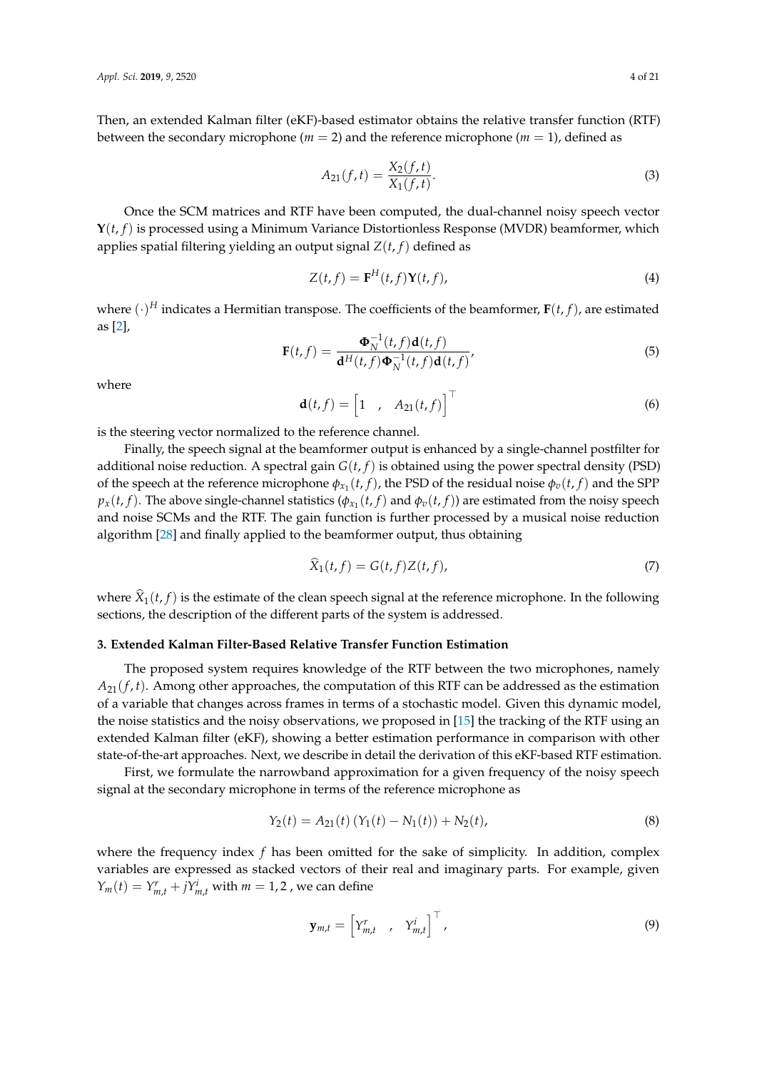Then, an extended Kalman filter (eKF)-based estimator obtains the relative transfer function (RTF) between the secondary microphone ($m = 2$) and the reference microphone ($m = 1$), defined as

$$A_{21}(f,t) = \frac{X_2(f,t)}{X_1(f,t)}. \tag{3}$$

Once the SCM matrices and RTF have been computed, the dual-channel noisy speech vector $\mathbf{Y}(t,f)$ is processed using a Minimum Variance Distortionless Response (MVDR) beamformer, which applies spatial filtering yielding an output signal $Z(t,f)$ defined as

$$Z(t,f) = \mathbf{F}^H(t,f)\mathbf{Y}(t,f), \tag{4}$$

where $(\cdot)^H$ indicates a Hermitian transpose. The coefficients of the beamformer, $\mathbf{F}(t,f)$, are estimated as [2],

$$\mathbf{F}(t,f) = \frac{\mathbf{\Phi}_N^{-1}(t,f)\mathbf{d}(t,f)}{\mathbf{d}^H(t,f)\mathbf{\Phi}_N^{-1}(t,f)\mathbf{d}(t,f)}, \tag{5}$$

where

$$\mathbf{d}(t,f) = \begin{bmatrix} 1 & , & A_{21}(t,f) \end{bmatrix}^\top \tag{6}$$

is the steering vector normalized to the reference channel.

Finally, the speech signal at the beamformer output is enhanced by a single-channel postfilter for additional noise reduction. A spectral gain $G(t,f)$ is obtained using the power spectral density (PSD) of the speech at the reference microphone $\phi_{x_1}(t,f)$, the PSD of the residual noise $\phi_v(t,f)$ and the SPP $p_x(t,f)$. The above single-channel statistics ($\phi_{x_1}(t,f)$ and $\phi_v(t,f)$) are estimated from the noisy speech and noise SCMs and the RTF. The gain function is further processed by a musical noise reduction algorithm [28] and finally applied to the beamformer output, thus obtaining

$$\widehat{X}_1(t,f) = G(t,f)Z(t,f), \tag{7}$$

where $\widehat{X}_1(t,f)$ is the estimate of the clean speech signal at the reference microphone. In the following sections, the description of the different parts of the system is addressed.

## 3. Extended Kalman Filter-Based Relative Transfer Function Estimation

The proposed system requires knowledge of the RTF between the two microphones, namely $A_{21}(f,t)$. Among other approaches, the computation of this RTF can be addressed as the estimation of a variable that changes across frames in terms of a stochastic model. Given this dynamic model, the noise statistics and the noisy observations, we proposed in [15] the tracking of the RTF using an extended Kalman filter (eKF), showing a better estimation performance in comparison with other state-of-the-art approaches. Next, we describe in detail the derivation of this eKF-based RTF estimation.

First, we formulate the narrowband approximation for a given frequency of the noisy speech signal at the secondary microphone in terms of the reference microphone as

$$Y_2(t) = A_{21}(t)\left(Y_1(t) - N_1(t)\right) + N_2(t), \tag{8}$$

where the frequency index $f$ has been omitted for the sake of simplicity. In addition, complex variables are expressed as stacked vectors of their real and imaginary parts. For example, given $Y_m(t) = Y^r_{m,t} + jY^i_{m,t}$ with $m = 1,2$ , we can define

$$\mathbf{y}_{m,t} = \begin{bmatrix} Y^r_{m,t} & , & Y^i_{m,t} \end{bmatrix}^\top, \tag{9}$$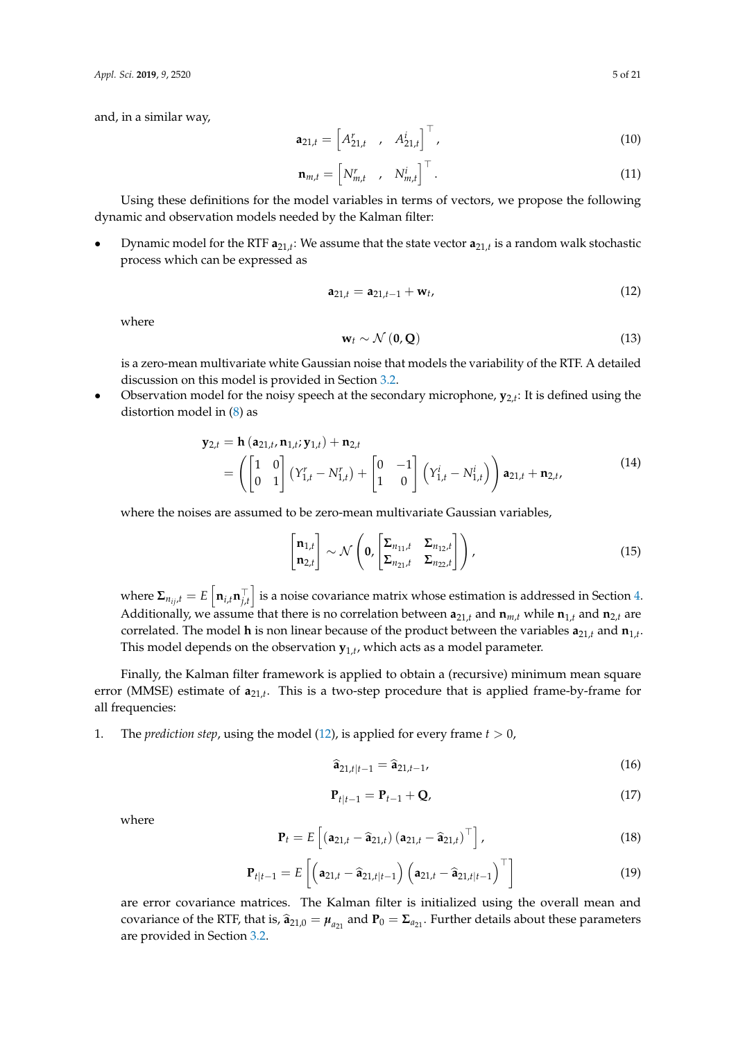and, in a similar way,

$$\mathbf{a}_{21,t} = \left[ A^r_{21,t} \quad , \quad A^i_{21,t} \right]^\top, \tag{10}$$

$$\mathbf{n}_{m,t} = \left[ N^r_{m,t} \quad , \quad N^i_{m,t} \right]^\top. \tag{11}$$

Using these definitions for the model variables in terms of vectors, we propose the following dynamic and observation models needed by the Kalman filter:

- Dynamic model for the RTF $\mathbf{a}_{21,t}$: We assume that the state vector $\mathbf{a}_{21,t}$ is a random walk stochastic process which can be expressed as

$$\mathbf{a}_{21,t} = \mathbf{a}_{21,t-1} + \mathbf{w}_t, \tag{12}$$

  where

$$\mathbf{w}_t \sim \mathcal{N}(\mathbf{0}, \mathbf{Q}) \tag{13}$$

  is a zero-mean multivariate white Gaussian noise that models the variability of the RTF. A detailed discussion on this model is provided in Section 3.2.

- Observation model for the noisy speech at the secondary microphone, $\mathbf{y}_{2,t}$: It is defined using the distortion model in (8) as

$$\begin{aligned}
\mathbf{y}_{2,t} &= \mathbf{h}(\mathbf{a}_{21,t}, \mathbf{n}_{1,t}; \mathbf{y}_{1,t}) + \mathbf{n}_{2,t} \\
&= \left( \begin{bmatrix} 1 & 0 \\ 0 & 1 \end{bmatrix} (Y^r_{1,t} - N^r_{1,t}) + \begin{bmatrix} 0 & -1 \\ 1 & 0 \end{bmatrix} \left( Y^i_{1,t} - N^i_{1,t} \right) \right) \mathbf{a}_{21,t} + \mathbf{n}_{2,t},
\end{aligned} \tag{14}$$

  where the noises are assumed to be zero-mean multivariate Gaussian variables,

$$\begin{bmatrix} \mathbf{n}_{1,t} \\ \mathbf{n}_{2,t} \end{bmatrix} \sim \mathcal{N}\left( \mathbf{0}, \begin{bmatrix} \mathbf{\Sigma}_{n_{11},t} & \mathbf{\Sigma}_{n_{12},t} \\ \mathbf{\Sigma}_{n_{21},t} & \mathbf{\Sigma}_{n_{22},t} \end{bmatrix} \right), \tag{15}$$

  where $\mathbf{\Sigma}_{n_{ij},t} = E\left[ \mathbf{n}_{i,t} \mathbf{n}^\top_{j,t} \right]$ is a noise covariance matrix whose estimation is addressed in Section 4. Additionally, we assume that there is no correlation between $\mathbf{a}_{21,t}$ and $\mathbf{n}_{m,t}$ while $\mathbf{n}_{1,t}$ and $\mathbf{n}_{2,t}$ are correlated. The model $\mathbf{h}$ is non linear because of the product between the variables $\mathbf{a}_{21,t}$ and $\mathbf{n}_{1,t}$. This model depends on the observation $\mathbf{y}_{1,t}$, which acts as a model parameter.

Finally, the Kalman filter framework is applied to obtain a (recursive) minimum mean square error (MMSE) estimate of $\mathbf{a}_{21,t}$. This is a two-step procedure that is applied frame-by-frame for all frequencies:

1. The *prediction step*, using the model (12), is applied for every frame $t > 0$,

$$\widehat{\mathbf{a}}_{21,t|t-1} = \widehat{\mathbf{a}}_{21,t-1}, \tag{16}$$

$$\mathbf{P}_{t|t-1} = \mathbf{P}_{t-1} + \mathbf{Q}, \tag{17}$$

   where

$$\mathbf{P}_t = E\left[ (\mathbf{a}_{21,t} - \widehat{\mathbf{a}}_{21,t}) (\mathbf{a}_{21,t} - \widehat{\mathbf{a}}_{21,t})^\top \right], \tag{18}$$

$$\mathbf{P}_{t|t-1} = E\left[ \left( \mathbf{a}_{21,t} - \widehat{\mathbf{a}}_{21,t|t-1} \right) \left( \mathbf{a}_{21,t} - \widehat{\mathbf{a}}_{21,t|t-1} \right)^\top \right] \tag{19}$$

   are error covariance matrices. The Kalman filter is initialized using the overall mean and covariance of the RTF, that is, $\widehat{\mathbf{a}}_{21,0} = \boldsymbol{\mu}_{a_{21}}$ and $\mathbf{P}_0 = \mathbf{\Sigma}_{a_{21}}$. Further details about these parameters are provided in Section 3.2.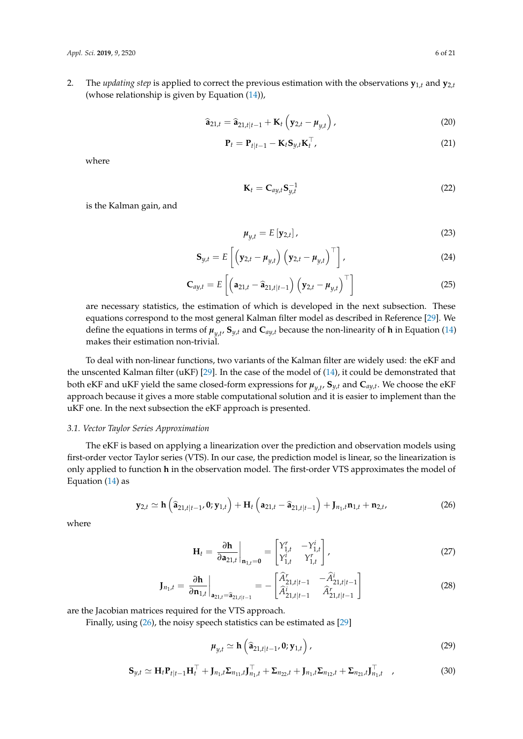2. The *updating step* is applied to correct the previous estimation with the observations $\mathbf{y}_{1,t}$ and $\mathbf{y}_{2,t}$ (whose relationship is given by Equation (14)),

$$\widehat{\mathbf{a}}_{21,t} = \widehat{\mathbf{a}}_{21,t|t-1} + \mathbf{K}_t \left( \mathbf{y}_{2,t} - \boldsymbol{\mu}_{y,t} \right), \tag{20}$$

$$\mathbf{P}_t = \mathbf{P}_{t|t-1} - \mathbf{K}_t \mathbf{S}_{y,t} \mathbf{K}_t^\top, \tag{21}$$

where

$$\mathbf{K}_t = \mathbf{C}_{ay,t} \mathbf{S}_{y,t}^{-1} \tag{22}$$

is the Kalman gain, and

$$\boldsymbol{\mu}_{y,t} = E\left[\mathbf{y}_{2,t}\right], \tag{23}$$

$$\mathbf{S}_{y,t} = E\left[ \left( \mathbf{y}_{2,t} - \boldsymbol{\mu}_{y,t} \right) \left( \mathbf{y}_{2,t} - \boldsymbol{\mu}_{y,t} \right)^\top \right], \tag{24}$$

$$\mathbf{C}_{ay,t} = E\left[ \left( \mathbf{a}_{21,t} - \widehat{\mathbf{a}}_{21,t|t-1} \right) \left( \mathbf{y}_{2,t} - \boldsymbol{\mu}_{y,t} \right)^\top \right] \tag{25}$$

are necessary statistics, the estimation of which is developed in the next subsection. These equations correspond to the most general Kalman filter model as described in Reference [29]. We define the equations in terms of $\boldsymbol{\mu}_{y,t}$, $\mathbf{S}_{y,t}$ and $\mathbf{C}_{ay,t}$ because the non-linearity of $\mathbf{h}$ in Equation (14) makes their estimation non-trivial.

To deal with non-linear functions, two variants of the Kalman filter are widely used: the eKF and the unscented Kalman filter (uKF) [29]. In the case of the model of (14), it could be demonstrated that both eKF and uKF yield the same closed-form expressions for $\boldsymbol{\mu}_{y,t}$, $\mathbf{S}_{y,t}$ and $\mathbf{C}_{ay,t}$. We choose the eKF approach because it gives a more stable computational solution and it is easier to implement than the uKF one. In the next subsection the eKF approach is presented.

### 3.1. Vector Taylor Series Approximation

The eKF is based on applying a linearization over the prediction and observation models using first-order vector Taylor series (VTS). In our case, the prediction model is linear, so the linearization is only applied to function $\mathbf{h}$ in the observation model. The first-order VTS approximates the model of Equation (14) as

$$\mathbf{y}_{2,t} \simeq \mathbf{h}\left( \widehat{\mathbf{a}}_{21,t|t-1}, \mathbf{0}; \mathbf{y}_{1,t} \right) + \mathbf{H}_t \left( \mathbf{a}_{21,t} - \widehat{\mathbf{a}}_{21,t|t-1} \right) + \mathbf{J}_{n_1,t} \mathbf{n}_{1,t} + \mathbf{n}_{2,t}, \tag{26}$$

where

$$\mathbf{H}_t = \left. \frac{\partial \mathbf{h}}{\partial \mathbf{a}_{21,t}} \right|_{\mathbf{n}_{1,t} = \mathbf{0}} = \begin{bmatrix} Y_{1,t}^r & -Y_{1,t}^i \\ Y_{1,t}^i & Y_{1,t}^r \end{bmatrix}, \tag{27}$$

$$\mathbf{J}_{n_1,t} = \left. \frac{\partial \mathbf{h}}{\partial \mathbf{n}_{1,t}} \right|_{\mathbf{a}_{21,t} = \widehat{\mathbf{a}}_{21,t|t-1}} = - \begin{bmatrix} \widehat{A}_{21,t|t-1}^r & -\widehat{A}_{21,t|t-1}^i \\ \widehat{A}_{21,t|t-1}^i & \widehat{A}_{21,t|t-1}^r \end{bmatrix} \tag{28}$$

are the Jacobian matrices required for the VTS approach.

Finally, using (26), the noisy speech statistics can be estimated as [29]

$$\boldsymbol{\mu}_{y,t} \simeq \mathbf{h}\left( \widehat{\mathbf{a}}_{21,t|t-1}, \mathbf{0}; \mathbf{y}_{1,t} \right), \tag{29}$$

$$\mathbf{S}_{y,t} \simeq \mathbf{H}_t \mathbf{P}_{t|t-1} \mathbf{H}_t^\top + \mathbf{J}_{n_1,t} \boldsymbol{\Sigma}_{n_{11},t} \mathbf{J}_{n_1,t}^\top + \boldsymbol{\Sigma}_{n_{22},t} + \mathbf{J}_{n_1,t} \boldsymbol{\Sigma}_{n_{12},t} + \boldsymbol{\Sigma}_{n_{21},t} \mathbf{J}_{n_1,t}^\top \quad , \tag{30}$$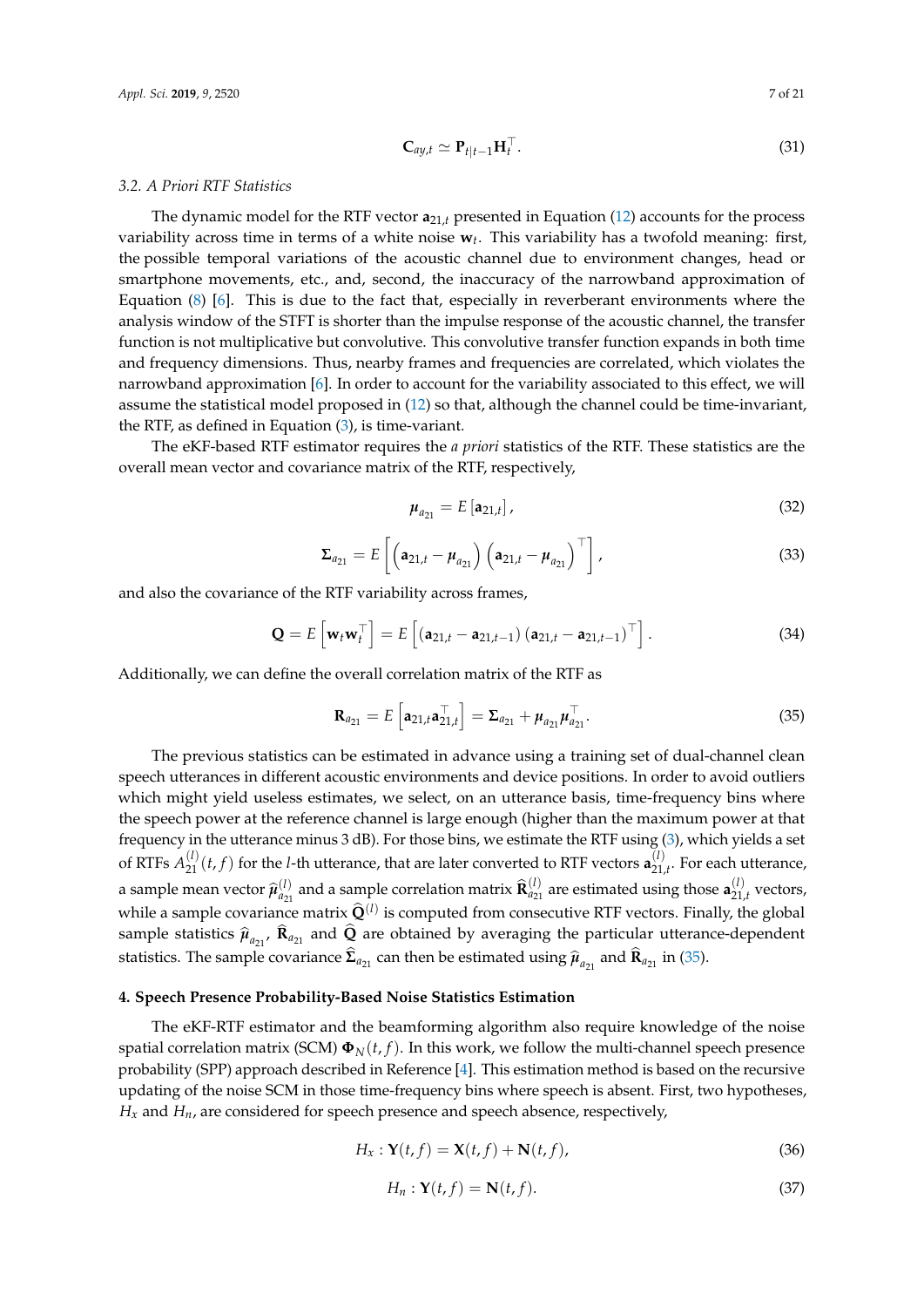$$\mathbf{C}_{ay,t} \simeq \mathbf{P}_{t|t-1}\mathbf{H}_t^{\top}. \tag{31}$$

### 3.2. A Priori RTF Statistics

The dynamic model for the RTF vector $\mathbf{a}_{21,t}$ presented in Equation (12) accounts for the process variability across time in terms of a white noise $\mathbf{w}_t$. This variability has a twofold meaning: first, the possible temporal variations of the acoustic channel due to environment changes, head or smartphone movements, etc., and, second, the inaccuracy of the narrowband approximation of Equation (8) [6]. This is due to the fact that, especially in reverberant environments where the analysis window of the STFT is shorter than the impulse response of the acoustic channel, the transfer function is not multiplicative but convolutive. This convolutive transfer function expands in both time and frequency dimensions. Thus, nearby frames and frequencies are correlated, which violates the narrowband approximation [6]. In order to account for the variability associated to this effect, we will assume the statistical model proposed in (12) so that, although the channel could be time-invariant, the RTF, as defined in Equation (3), is time-variant.

The eKF-based RTF estimator requires the *a priori* statistics of the RTF. These statistics are the overall mean vector and covariance matrix of the RTF, respectively,

$$\boldsymbol{\mu}_{a_{21}} = E\left[\mathbf{a}_{21,t}\right], \tag{32}$$

$$\boldsymbol{\Sigma}_{a_{21}} = E\left[\left(\mathbf{a}_{21,t} - \boldsymbol{\mu}_{a_{21}}\right)\left(\mathbf{a}_{21,t} - \boldsymbol{\mu}_{a_{21}}\right)^{\top}\right], \tag{33}$$

and also the covariance of the RTF variability across frames,

$$\mathbf{Q} = E\left[\mathbf{w}_t\mathbf{w}_t^{\top}\right] = E\left[\left(\mathbf{a}_{21,t} - \mathbf{a}_{21,t-1}\right)\left(\mathbf{a}_{21,t} - \mathbf{a}_{21,t-1}\right)^{\top}\right]. \tag{34}$$

Additionally, we can define the overall correlation matrix of the RTF as

$$\mathbf{R}_{a_{21}} = E\left[\mathbf{a}_{21,t}\mathbf{a}_{21,t}^{\top}\right] = \boldsymbol{\Sigma}_{a_{21}} + \boldsymbol{\mu}_{a_{21}}\boldsymbol{\mu}_{a_{21}}^{\top}. \tag{35}$$

The previous statistics can be estimated in advance using a training set of dual-channel clean speech utterances in different acoustic environments and device positions. In order to avoid outliers which might yield useless estimates, we select, on an utterance basis, time-frequency bins where the speech power at the reference channel is large enough (higher than the maximum power at that frequency in the utterance minus 3 dB). For those bins, we estimate the RTF using (3), which yields a set of RTFs $A_{21}^{(l)}(t,f)$ for the $l$-th utterance, that are later converted to RTF vectors $\mathbf{a}_{21,t}^{(l)}$. For each utterance, a sample mean vector $\widehat{\boldsymbol{\mu}}_{a_{21}}^{(l)}$ and a sample correlation matrix $\widehat{\mathbf{R}}_{a_{21}}^{(l)}$ are estimated using those $\mathbf{a}_{21,t}^{(l)}$ vectors, while a sample covariance matrix $\widehat{\mathbf{Q}}^{(l)}$ is computed from consecutive RTF vectors. Finally, the global sample statistics $\widehat{\boldsymbol{\mu}}_{a_{21}}$, $\widehat{\mathbf{R}}_{a_{21}}$ and $\widehat{\mathbf{Q}}$ are obtained by averaging the particular utterance-dependent statistics. The sample covariance $\widehat{\boldsymbol{\Sigma}}_{a_{21}}$ can then be estimated using $\widehat{\boldsymbol{\mu}}_{a_{21}}$ and $\widehat{\mathbf{R}}_{a_{21}}$ in (35).

## 4. Speech Presence Probability-Based Noise Statistics Estimation

The eKF-RTF estimator and the beamforming algorithm also require knowledge of the noise spatial correlation matrix (SCM) $\boldsymbol{\Phi}_N(t,f)$. In this work, we follow the multi-channel speech presence probability (SPP) approach described in Reference [4]. This estimation method is based on the recursive updating of the noise SCM in those time-frequency bins where speech is absent. First, two hypotheses, $H_x$ and $H_n$, are considered for speech presence and speech absence, respectively,

$$H_x : \mathbf{Y}(t,f) = \mathbf{X}(t,f) + \mathbf{N}(t,f), \tag{36}$$

$$H_n : \mathbf{Y}(t,f) = \mathbf{N}(t,f). \tag{37}$$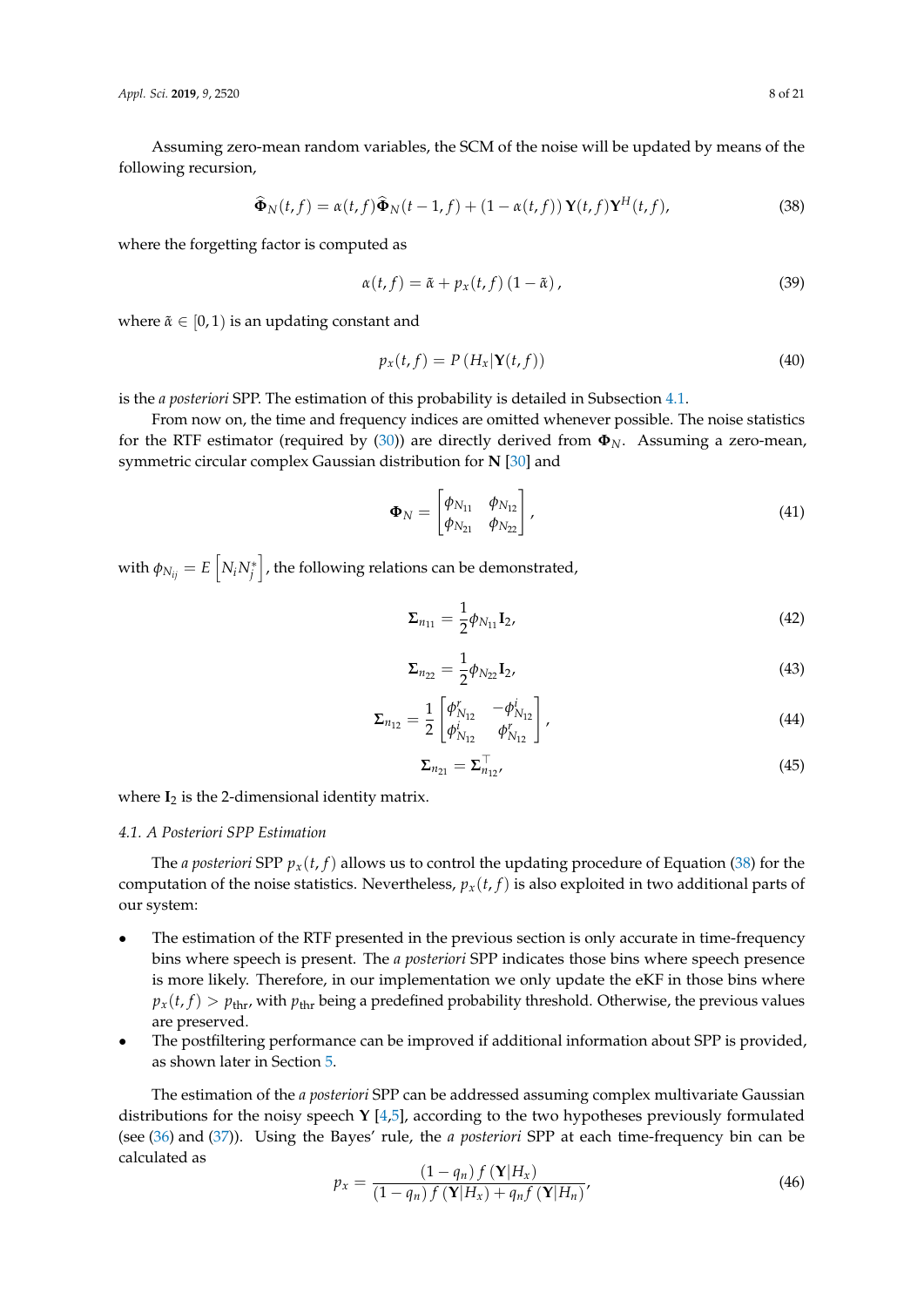Assuming zero-mean random variables, the SCM of the noise will be updated by means of the following recursion,

$$\widehat{\boldsymbol{\Phi}}_N(t,f) = \alpha(t,f)\widehat{\boldsymbol{\Phi}}_N(t-1,f) + (1-\alpha(t,f))\,\mathbf{Y}(t,f)\mathbf{Y}^H(t,f), \tag{38}$$

where the forgetting factor is computed as

$$\alpha(t,f) = \tilde{\alpha} + p_x(t,f)\,(1-\tilde{\alpha})\,, \tag{39}$$

where $\tilde{\alpha} \in [0,1)$ is an updating constant and

$$p_x(t,f) = P\left(H_x|\mathbf{Y}(t,f)\right) \tag{40}$$

is the *a posteriori* SPP. The estimation of this probability is detailed in Subsection 4.1.

From now on, the time and frequency indices are omitted whenever possible. The noise statistics for the RTF estimator (required by (30)) are directly derived from $\boldsymbol{\Phi}_N$. Assuming a zero-mean, symmetric circular complex Gaussian distribution for $\mathbf{N}$ [30] and

$$\boldsymbol{\Phi}_N = \begin{bmatrix} \phi_{N_{11}} & \phi_{N_{12}} \\ \phi_{N_{21}} & \phi_{N_{22}} \end{bmatrix}, \tag{41}$$

with $\phi_{N_{ij}} = E\left[N_i N_j^*\right]$, the following relations can be demonstrated,

$$\boldsymbol{\Sigma}_{n_{11}} = \frac{1}{2}\phi_{N_{11}}\mathbf{I}_2, \tag{42}$$

$$\boldsymbol{\Sigma}_{n_{22}} = \frac{1}{2}\phi_{N_{22}}\mathbf{I}_2, \tag{43}$$

$$\boldsymbol{\Sigma}_{n_{12}} = \frac{1}{2}\begin{bmatrix} \phi^r_{N_{12}} & -\phi^i_{N_{12}} \\ \phi^i_{N_{12}} & \phi^r_{N_{12}} \end{bmatrix}, \tag{44}$$

$$\boldsymbol{\Sigma}_{n_{21}} = \boldsymbol{\Sigma}^\top_{n_{12}}, \tag{45}$$

where $\mathbf{I}_2$ is the 2-dimensional identity matrix.

### 4.1. A Posteriori SPP Estimation

The *a posteriori* SPP $p_x(t,f)$ allows us to control the updating procedure of Equation (38) for the computation of the noise statistics. Nevertheless, $p_x(t,f)$ is also exploited in two additional parts of our system:

- The estimation of the RTF presented in the previous section is only accurate in time-frequency bins where speech is present. The *a posteriori* SPP indicates those bins where speech presence is more likely. Therefore, in our implementation we only update the eKF in those bins where $p_x(t,f) > p_{\text{thr}}$, with $p_{\text{thr}}$ being a predefined probability threshold. Otherwise, the previous values are preserved.
- The postfiltering performance can be improved if additional information about SPP is provided, as shown later in Section 5.

The estimation of the *a posteriori* SPP can be addressed assuming complex multivariate Gaussian distributions for the noisy speech $\mathbf{Y}$ [4,5], according to the two hypotheses previously formulated (see (36) and (37)). Using the Bayes' rule, the *a posteriori* SPP at each time-frequency bin can be calculated as

$$p_x = \frac{(1-q_n)\,f\left(\mathbf{Y}|H_x\right)}{(1-q_n)\,f\left(\mathbf{Y}|H_x\right) + q_n f\left(\mathbf{Y}|H_n\right)}, \tag{46}$$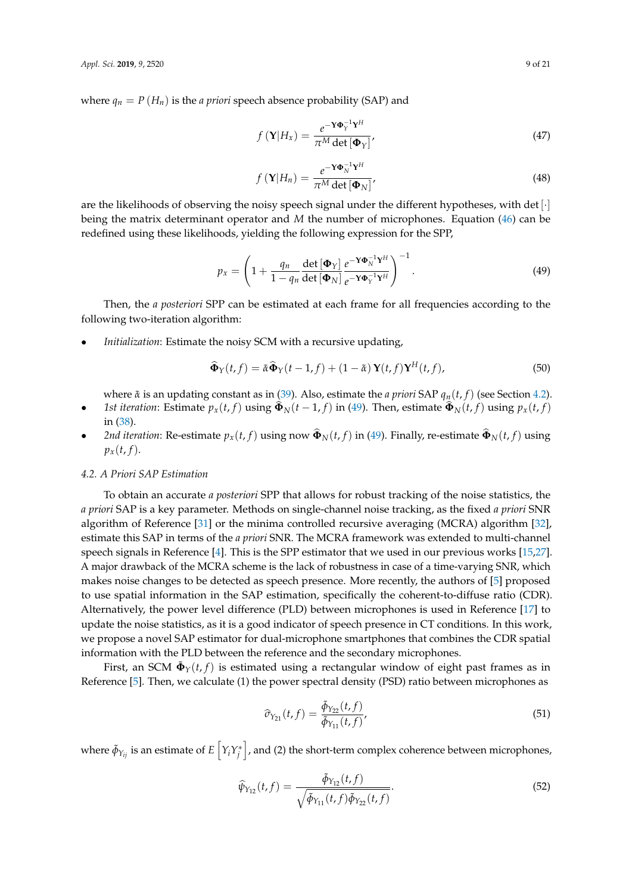where $q_n = P(H_n)$ is the *a priori* speech absence probability (SAP) and

$$f(\mathbf{Y}|H_x) = \frac{e^{-\mathbf{Y}\mathbf{\Phi}_Y^{-1}\mathbf{Y}^H}}{\pi^M \det[\mathbf{\Phi}_Y]}, \tag{47}$$

$$f(\mathbf{Y}|H_n) = \frac{e^{-\mathbf{Y}\mathbf{\Phi}_N^{-1}\mathbf{Y}^H}}{\pi^M \det[\mathbf{\Phi}_N]}, \tag{48}$$

are the likelihoods of observing the noisy speech signal under the different hypotheses, with $\det[\cdot]$ being the matrix determinant operator and $M$ the number of microphones. Equation (46) can be redefined using these likelihoods, yielding the following expression for the SPP,

$$p_x = \left(1 + \frac{q_n}{1-q_n} \frac{\det[\mathbf{\Phi}_Y]}{\det[\mathbf{\Phi}_N]} \frac{e^{-\mathbf{Y}\mathbf{\Phi}_N^{-1}\mathbf{Y}^H}}{e^{-\mathbf{Y}\mathbf{\Phi}_Y^{-1}\mathbf{Y}^H}}\right)^{-1}. \tag{49}$$

Then, the *a posteriori* SPP can be estimated at each frame for all frequencies according to the following two-iteration algorithm:

- *Initialization*: Estimate the noisy SCM with a recursive updating,

$$\widehat{\mathbf{\Phi}}_Y(t,f) = \tilde{\alpha}\widehat{\mathbf{\Phi}}_Y(t-1,f) + (1-\tilde{\alpha})\,\mathbf{Y}(t,f)\mathbf{Y}^H(t,f), \tag{50}$$

  where $\tilde{\alpha}$ is an updating constant as in (39). Also, estimate the *a priori* SAP $q_n(t,f)$ (see Section 4.2).
- *1st iteration*: Estimate $p_x(t,f)$ using $\widehat{\mathbf{\Phi}}_N(t-1,f)$ in (49). Then, estimate $\widehat{\mathbf{\Phi}}_N(t,f)$ using $p_x(t,f)$ in (38).
- *2nd iteration*: Re-estimate $p_x(t,f)$ using now $\widehat{\mathbf{\Phi}}_N(t,f)$ in (49). Finally, re-estimate $\widehat{\mathbf{\Phi}}_N(t,f)$ using $p_x(t,f)$.

### 4.2. A Priori SAP Estimation

To obtain an accurate *a posteriori* SPP that allows for robust tracking of the noise statistics, the *a priori* SAP is a key parameter. Methods on single-channel noise tracking, as the fixed *a priori* SNR algorithm of Reference [31] or the minima controlled recursive averaging (MCRA) algorithm [32], estimate this SAP in terms of the *a priori* SNR. The MCRA framework was extended to multi-channel speech signals in Reference [4]. This is the SPP estimator that we used in our previous works [15,27]. A major drawback of the MCRA scheme is the lack of robustness in case of a time-varying SNR, which makes noise changes to be detected as speech presence. More recently, the authors of [5] proposed to use spatial information in the SAP estimation, specifically the coherent-to-diffuse ratio (CDR). Alternatively, the power level difference (PLD) between microphones is used in Reference [17] to update the noise statistics, as it is a good indicator of speech presence in CT conditions. In this work, we propose a novel SAP estimator for dual-microphone smartphones that combines the CDR spatial information with the PLD between the reference and the secondary microphones.

First, an SCM $\tilde{\mathbf{\Phi}}_Y(t,f)$ is estimated using a rectangular window of eight past frames as in Reference [5]. Then, we calculate (1) the power spectral density (PSD) ratio between microphones as

$$\widehat{\sigma}_{Y_{21}}(t,f) = \frac{\tilde{\phi}_{Y_{22}}(t,f)}{\tilde{\phi}_{Y_{11}}(t,f)}, \tag{51}$$

where $\tilde{\phi}_{Y_{ij}}$ is an estimate of $E\left[Y_i Y_j^*\right]$, and (2) the short-term complex coherence between microphones,

$$\widehat{\psi}_{Y_{12}}(t,f) = \frac{\tilde{\phi}_{Y_{12}}(t,f)}{\sqrt{\tilde{\phi}_{Y_{11}}(t,f)\tilde{\phi}_{Y_{22}}(t,f)}}. \tag{52}$$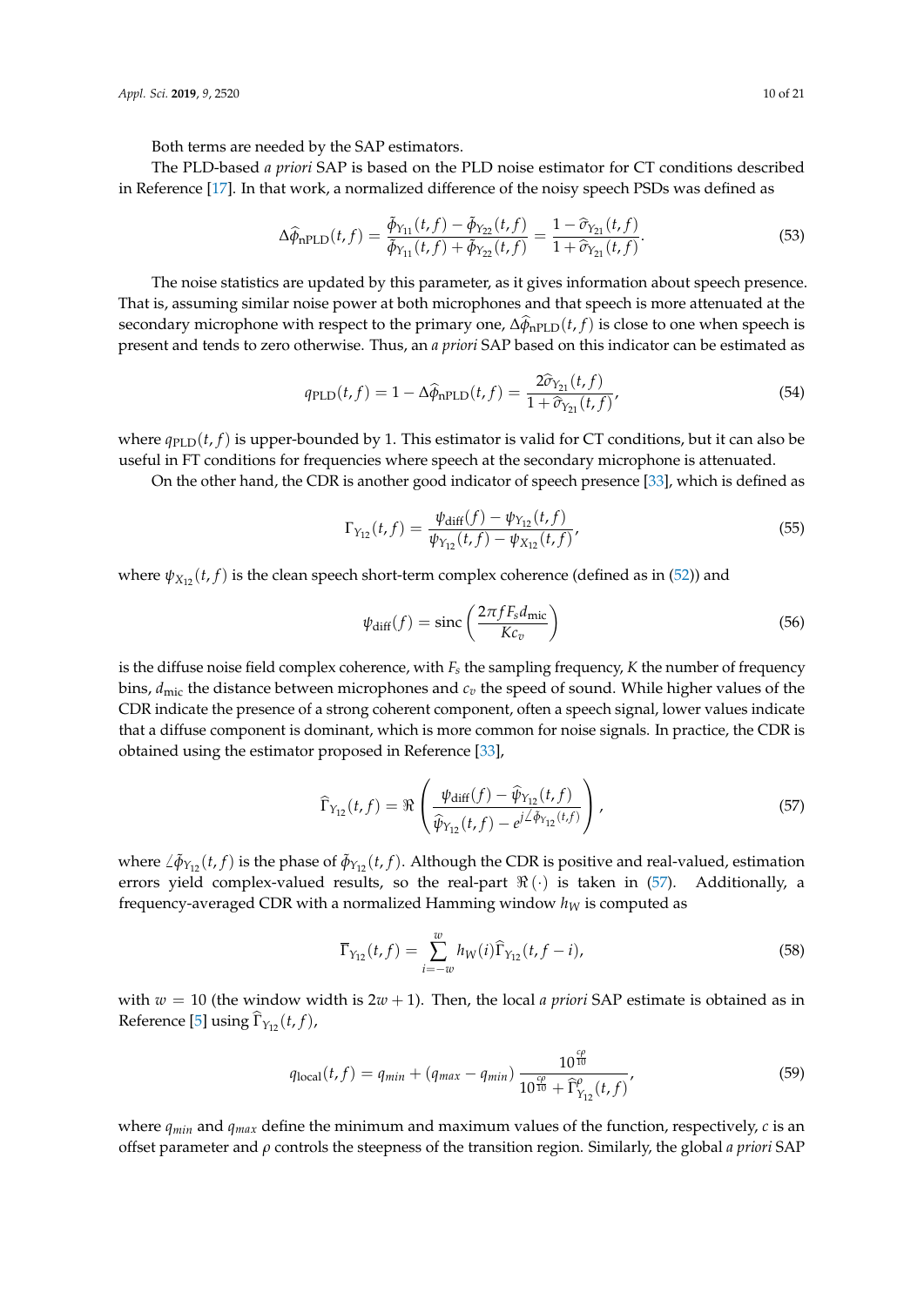Both terms are needed by the SAP estimators.

The PLD-based *a priori* SAP is based on the PLD noise estimator for CT conditions described in Reference [17]. In that work, a normalized difference of the noisy speech PSDs was defined as

$$\Delta\widehat{\phi}_{\mathrm{nPLD}}(t,f) = \frac{\tilde{\phi}_{Y_{11}}(t,f) - \tilde{\phi}_{Y_{22}}(t,f)}{\tilde{\phi}_{Y_{11}}(t,f) + \tilde{\phi}_{Y_{22}}(t,f)} = \frac{1 - \widehat{\sigma}_{Y_{21}}(t,f)}{1 + \widehat{\sigma}_{Y_{21}}(t,f)}. \tag{53}$$

The noise statistics are updated by this parameter, as it gives information about speech presence. That is, assuming similar noise power at both microphones and that speech is more attenuated at the secondary microphone with respect to the primary one, $\Delta\widehat{\phi}_{\mathrm{nPLD}}(t,f)$ is close to one when speech is present and tends to zero otherwise. Thus, an *a priori* SAP based on this indicator can be estimated as

$$q_{\mathrm{PLD}}(t,f) = 1 - \Delta\widehat{\phi}_{\mathrm{nPLD}}(t,f) = \frac{2\widehat{\sigma}_{Y_{21}}(t,f)}{1 + \widehat{\sigma}_{Y_{21}}(t,f)}, \tag{54}$$

where $q_{\mathrm{PLD}}(t,f)$ is upper-bounded by 1. This estimator is valid for CT conditions, but it can also be useful in FT conditions for frequencies where speech at the secondary microphone is attenuated.

On the other hand, the CDR is another good indicator of speech presence [33], which is defined as

$$\Gamma_{Y_{12}}(t,f) = \frac{\psi_{\mathrm{diff}}(f) - \psi_{Y_{12}}(t,f)}{\psi_{Y_{12}}(t,f) - \psi_{X_{12}}(t,f)}, \tag{55}$$

where $\psi_{X_{12}}(t,f)$ is the clean speech short-term complex coherence (defined as in (52)) and

$$\psi_{\mathrm{diff}}(f) = \mathrm{sinc}\left(\frac{2\pi f F_s d_{\mathrm{mic}}}{K c_v}\right) \tag{56}$$

is the diffuse noise field complex coherence, with $F_s$ the sampling frequency, $K$ the number of frequency bins, $d_{\mathrm{mic}}$ the distance between microphones and $c_v$ the speed of sound. While higher values of the CDR indicate the presence of a strong coherent component, often a speech signal, lower values indicate that a diffuse component is dominant, which is more common for noise signals. In practice, the CDR is obtained using the estimator proposed in Reference [33],

$$\widehat{\Gamma}_{Y_{12}}(t,f) = \Re\left(\frac{\psi_{\mathrm{diff}}(f) - \widehat{\psi}_{Y_{12}}(t,f)}{\widehat{\psi}_{Y_{12}}(t,f) - e^{j\angle\tilde{\phi}_{Y_{12}}(t,f)}}\right), \tag{57}$$

where $\angle\tilde{\phi}_{Y_{12}}(t,f)$ is the phase of $\tilde{\phi}_{Y_{12}}(t,f)$. Although the CDR is positive and real-valued, estimation errors yield complex-valued results, so the real-part $\Re(\cdot)$ is taken in (57). Additionally, a frequency-averaged CDR with a normalized Hamming window $h_W$ is computed as

$$\overline{\Gamma}_{Y_{12}}(t,f) = \sum_{i=-w}^{w} h_W(i)\widehat{\Gamma}_{Y_{12}}(t,f-i), \tag{58}$$

with $w = 10$ (the window width is $2w+1$). Then, the local *a priori* SAP estimate is obtained as in Reference [5] using $\widehat{\Gamma}_{Y_{12}}(t,f)$,

$$q_{\mathrm{local}}(t,f) = q_{min} + (q_{max} - q_{min})\frac{10^{\frac{c\rho}{10}}}{10^{\frac{c\rho}{10}} + \widehat{\Gamma}^{\rho}_{Y_{12}}(t,f)}, \tag{59}$$

where $q_{min}$ and $q_{max}$ define the minimum and maximum values of the function, respectively, $c$ is an offset parameter and $\rho$ controls the steepness of the transition region. Similarly, the global *a priori* SAP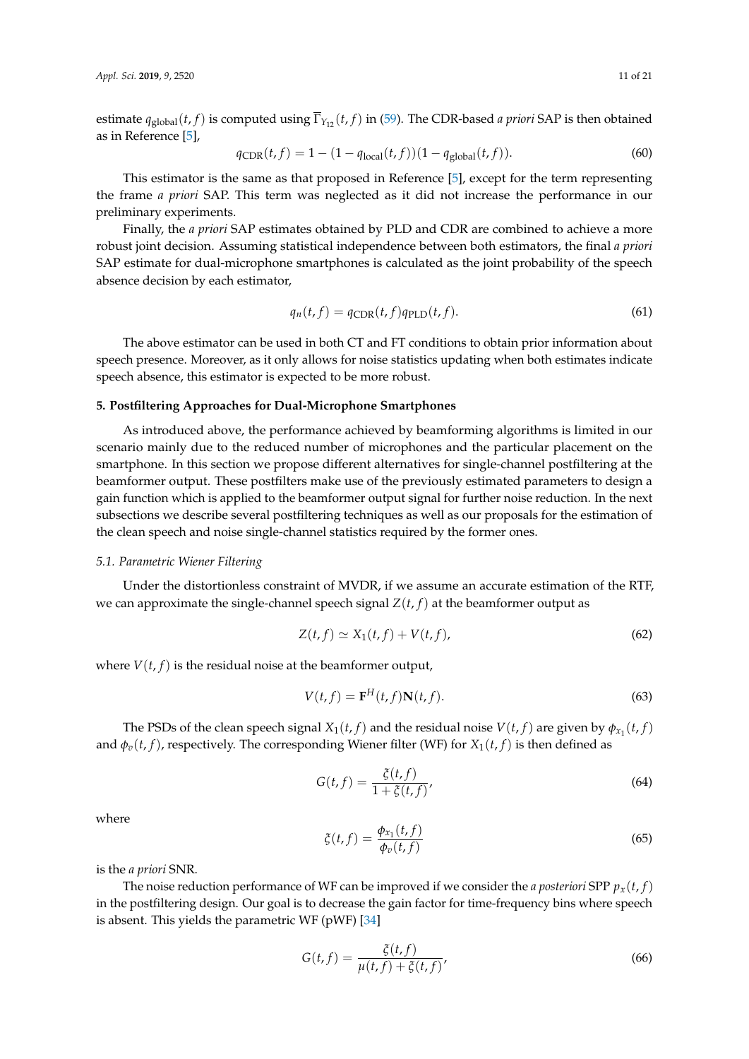estimate $q_{\text{global}}(t,f)$ is computed using $\overline{\Gamma}_{Y_{12}}(t,f)$ in (59). The CDR-based *a priori* SAP is then obtained as in Reference [5],

$$q_{\text{CDR}}(t,f) = 1 - (1 - q_{\text{local}}(t,f))(1 - q_{\text{global}}(t,f)). \tag{60}$$

This estimator is the same as that proposed in Reference [5], except for the term representing the frame *a priori* SAP. This term was neglected as it did not increase the performance in our preliminary experiments.

Finally, the *a priori* SAP estimates obtained by PLD and CDR are combined to achieve a more robust joint decision. Assuming statistical independence between both estimators, the final *a priori* SAP estimate for dual-microphone smartphones is calculated as the joint probability of the speech absence decision by each estimator,

$$q_n(t,f) = q_{\text{CDR}}(t,f) q_{\text{PLD}}(t,f). \tag{61}$$

The above estimator can be used in both CT and FT conditions to obtain prior information about speech presence. Moreover, as it only allows for noise statistics updating when both estimates indicate speech absence, this estimator is expected to be more robust.

## 5. Postfiltering Approaches for Dual-Microphone Smartphones

As introduced above, the performance achieved by beamforming algorithms is limited in our scenario mainly due to the reduced number of microphones and the particular placement on the smartphone. In this section we propose different alternatives for single-channel postfiltering at the beamformer output. These postfilters make use of the previously estimated parameters to design a gain function which is applied to the beamformer output signal for further noise reduction. In the next subsections we describe several postfiltering techniques as well as our proposals for the estimation of the clean speech and noise single-channel statistics required by the former ones.

### *5.1. Parametric Wiener Filtering*

Under the distortionless constraint of MVDR, if we assume an accurate estimation of the RTF, we can approximate the single-channel speech signal $Z(t,f)$ at the beamformer output as

$$Z(t,f) \simeq X_1(t,f) + V(t,f), \tag{62}$$

where $V(t,f)$ is the residual noise at the beamformer output,

$$V(t,f) = \mathbf{F}^H(t,f)\mathbf{N}(t,f). \tag{63}$$

The PSDs of the clean speech signal $X_1(t,f)$ and the residual noise $V(t,f)$ are given by $\phi_{x_1}(t,f)$ and $\phi_v(t,f)$, respectively. The corresponding Wiener filter (WF) for $X_1(t,f)$ is then defined as

$$G(t,f) = \frac{\xi(t,f)}{1+\xi(t,f)}, \tag{64}$$

where

$$\xi(t,f) = \frac{\phi_{x_1}(t,f)}{\phi_v(t,f)} \tag{65}$$

is the *a priori* SNR.

The noise reduction performance of WF can be improved if we consider the *a posteriori* SPP $p_x(t,f)$ in the postfiltering design. Our goal is to decrease the gain factor for time-frequency bins where speech is absent. This yields the parametric WF (pWF) [34]

$$G(t,f) = \frac{\xi(t,f)}{\mu(t,f)+\xi(t,f)}, \tag{66}$$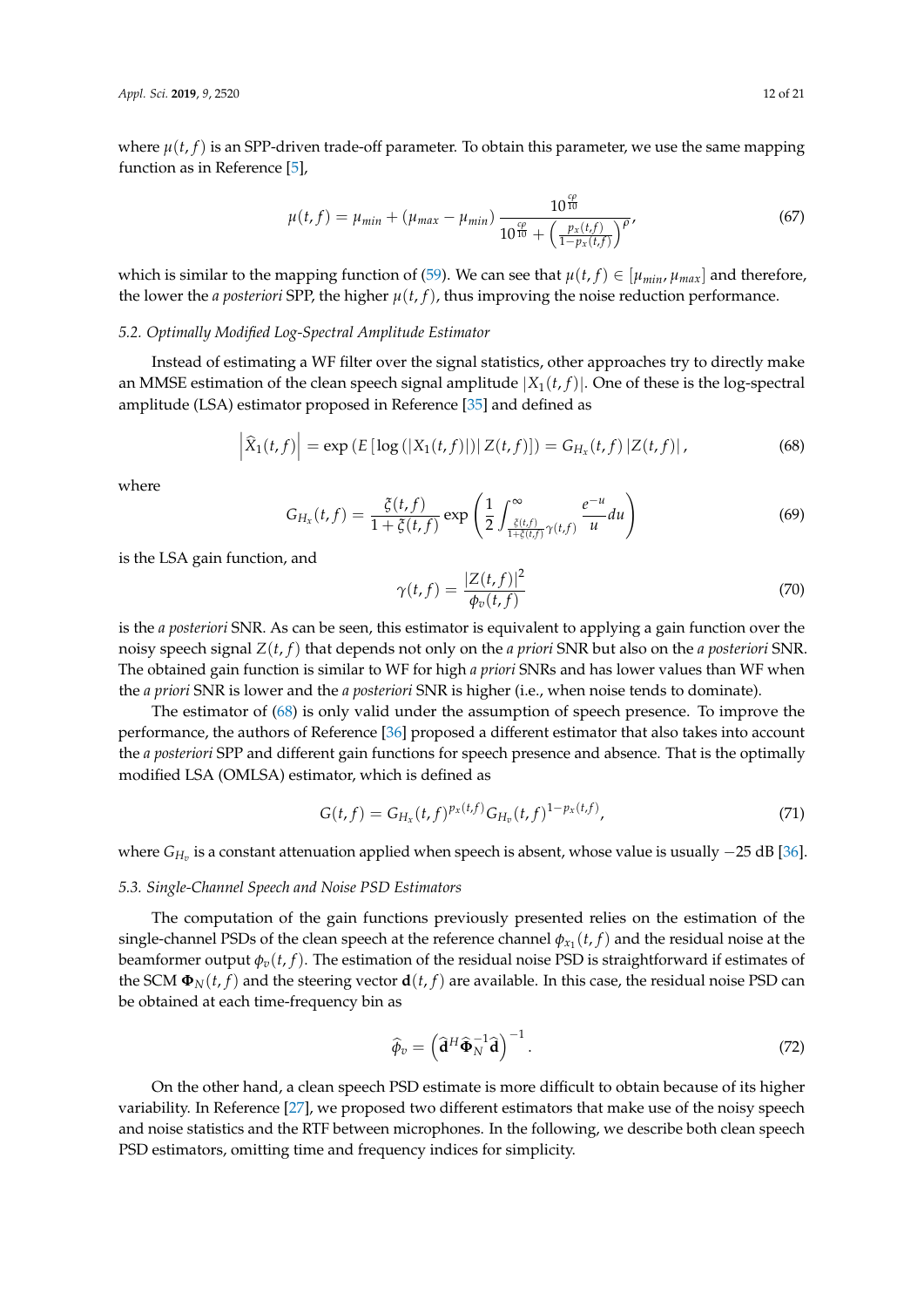where $\mu(t,f)$ is an SPP-driven trade-off parameter. To obtain this parameter, we use the same mapping function as in Reference [5],

$$\mu(t,f) = \mu_{min} + (\mu_{max} - \mu_{min}) \frac{10^{\frac{c\rho}{10}}}{10^{\frac{c\rho}{10}} + \left(\frac{p_x(t,f)}{1-p_x(t,f)}\right)^{\rho}}, \tag{67}$$

which is similar to the mapping function of (59). We can see that $\mu(t,f) \in [\mu_{min}, \mu_{max}]$ and therefore, the lower the *a posteriori* SPP, the higher $\mu(t,f)$, thus improving the noise reduction performance.

### 5.2. Optimally Modified Log-Spectral Amplitude Estimator

Instead of estimating a WF filter over the signal statistics, other approaches try to directly make an MMSE estimation of the clean speech signal amplitude $|X_1(t,f)|$. One of these is the log-spectral amplitude (LSA) estimator proposed in Reference [35] and defined as

$$\left|\widehat{X}_1(t,f)\right| = \exp\left(E\left[\log\left(|X_1(t,f)|\right) | Z(t,f)\right]\right) = G_{H_x}(t,f)\,|Z(t,f)|\,, \tag{68}$$

where

$$G_{H_x}(t,f) = \frac{\xi(t,f)}{1+\xi(t,f)} \exp\left(\frac{1}{2}\int_{\frac{\xi(t,f)}{1+\xi(t,f)}\gamma(t,f)}^{\infty} \frac{e^{-u}}{u} du\right) \tag{69}$$

is the LSA gain function, and

$$\gamma(t,f) = \frac{|Z(t,f)|^2}{\phi_v(t,f)} \tag{70}$$

is the *a posteriori* SNR. As can be seen, this estimator is equivalent to applying a gain function over the noisy speech signal $Z(t,f)$ that depends not only on the *a priori* SNR but also on the *a posteriori* SNR. The obtained gain function is similar to WF for high *a priori* SNRs and has lower values than WF when the *a priori* SNR is lower and the *a posteriori* SNR is higher (i.e., when noise tends to dominate).

The estimator of (68) is only valid under the assumption of speech presence. To improve the performance, the authors of Reference [36] proposed a different estimator that also takes into account the *a posteriori* SPP and different gain functions for speech presence and absence. That is the optimally modified LSA (OMLSA) estimator, which is defined as

$$G(t,f) = G_{H_x}(t,f)^{p_x(t,f)} G_{H_v}(t,f)^{1-p_x(t,f)}, \tag{71}$$

where $G_{H_v}$ is a constant attenuation applied when speech is absent, whose value is usually $-25$ dB [36].

### 5.3. Single-Channel Speech and Noise PSD Estimators

The computation of the gain functions previously presented relies on the estimation of the single-channel PSDs of the clean speech at the reference channel $\phi_{x_1}(t,f)$ and the residual noise at the beamformer output $\phi_v(t,f)$. The estimation of the residual noise PSD is straightforward if estimates of the SCM $\mathbf{\Phi}_N(t,f)$ and the steering vector $\mathbf{d}(t,f)$ are available. In this case, the residual noise PSD can be obtained at each time-frequency bin as

$$\widehat{\phi}_v = \left(\widehat{\mathbf{d}}^H \widehat{\mathbf{\Phi}}_N^{-1} \widehat{\mathbf{d}}\right)^{-1}. \tag{72}$$

On the other hand, a clean speech PSD estimate is more difficult to obtain because of its higher variability. In Reference [27], we proposed two different estimators that make use of the noisy speech and noise statistics and the RTF between microphones. In the following, we describe both clean speech PSD estimators, omitting time and frequency indices for simplicity.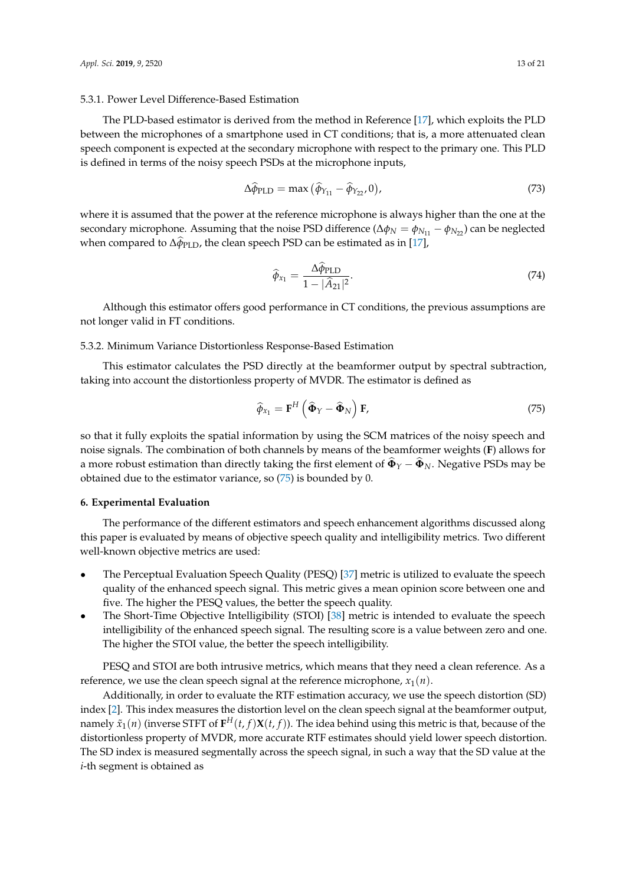#### 5.3.1. Power Level Difference-Based Estimation

The PLD-based estimator is derived from the method in Reference [17], which exploits the PLD between the microphones of a smartphone used in CT conditions; that is, a more attenuated clean speech component is expected at the secondary microphone with respect to the primary one. This PLD is defined in terms of the noisy speech PSDs at the microphone inputs,

$$\Delta\widehat{\phi}_{\text{PLD}} = \max\left(\widehat{\phi}_{Y_{11}} - \widehat{\phi}_{Y_{22}}, 0\right), \tag{73}$$

where it is assumed that the power at the reference microphone is always higher than the one at the secondary microphone. Assuming that the noise PSD difference ($\Delta\phi_N = \phi_{N_{11}} - \phi_{N_{22}}$) can be neglected when compared to $\Delta\widehat{\phi}_{\text{PLD}}$, the clean speech PSD can be estimated as in [17],

$$\widehat{\phi}_{x_1} = \frac{\Delta\widehat{\phi}_{\text{PLD}}}{1 - |\widehat{A}_{21}|^2}. \tag{74}$$

Although this estimator offers good performance in CT conditions, the previous assumptions are not longer valid in FT conditions.

#### 5.3.2. Minimum Variance Distortionless Response-Based Estimation

This estimator calculates the PSD directly at the beamformer output by spectral subtraction, taking into account the distortionless property of MVDR. The estimator is defined as

$$\widehat{\phi}_{x_1} = \mathbf{F}^H\left(\widehat{\mathbf{\Phi}}_Y - \widehat{\mathbf{\Phi}}_N\right)\mathbf{F}, \tag{75}$$

so that it fully exploits the spatial information by using the SCM matrices of the noisy speech and noise signals. The combination of both channels by means of the beamformer weights ($\mathbf{F}$) allows for a more robust estimation than directly taking the first element of $\widehat{\mathbf{\Phi}}_Y - \widehat{\mathbf{\Phi}}_N$. Negative PSDs may be obtained due to the estimator variance, so (75) is bounded by 0.

## 6. Experimental Evaluation

The performance of the different estimators and speech enhancement algorithms discussed along this paper is evaluated by means of objective speech quality and intelligibility metrics. Two different well-known objective metrics are used:

- The Perceptual Evaluation Speech Quality (PESQ) [37] metric is utilized to evaluate the speech quality of the enhanced speech signal. This metric gives a mean opinion score between one and five. The higher the PESQ values, the better the speech quality.
- The Short-Time Objective Intelligibility (STOI) [38] metric is intended to evaluate the speech intelligibility of the enhanced speech signal. The resulting score is a value between zero and one. The higher the STOI value, the better the speech intelligibility.

PESQ and STOI are both intrusive metrics, which means that they need a clean reference. As a reference, we use the clean speech signal at the reference microphone, $x_1(n)$.

Additionally, in order to evaluate the RTF estimation accuracy, we use the speech distortion (SD) index [2]. This index measures the distortion level on the clean speech signal at the beamformer output, namely $\tilde{x}_1(n)$ (inverse STFT of $\mathbf{F}^H(t, f)\mathbf{X}(t, f)$). The idea behind using this metric is that, because of the distortionless property of MVDR, more accurate RTF estimates should yield lower speech distortion. The SD index is measured segmentally across the speech signal, in such a way that the SD value at the $i$-th segment is obtained as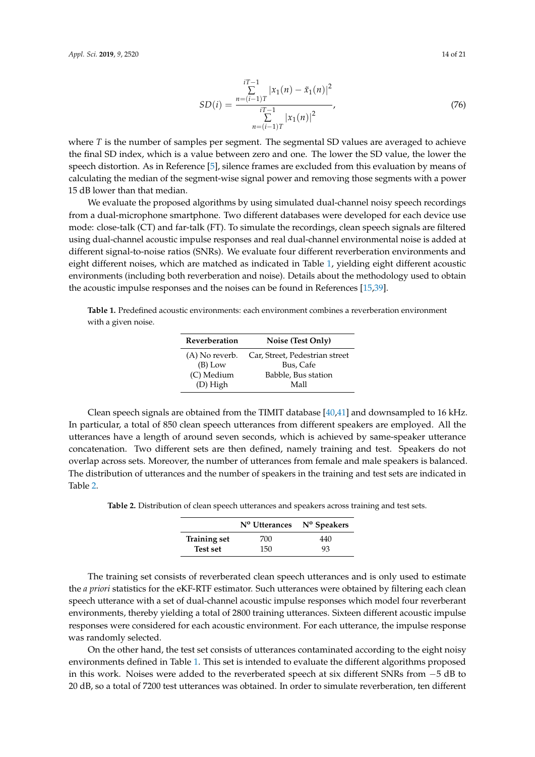$$SD(i) = \frac{\sum_{n=(i-1)T}^{iT-1} |x_1(n) - \tilde{x}_1(n)|^2}{\sum_{n=(i-1)T}^{iT-1} |x_1(n)|^2}, \tag{76}$$

where $T$ is the number of samples per segment. The segmental SD values are averaged to achieve the final SD index, which is a value between zero and one. The lower the SD value, the lower the speech distortion. As in Reference [5], silence frames are excluded from this evaluation by means of calculating the median of the segment-wise signal power and removing those segments with a power 15 dB lower than that median.

We evaluate the proposed algorithms by using simulated dual-channel noisy speech recordings from a dual-microphone smartphone. Two different databases were developed for each device use mode: close-talk (CT) and far-talk (FT). To simulate the recordings, clean speech signals are filtered using dual-channel acoustic impulse responses and real dual-channel environmental noise is added at different signal-to-noise ratios (SNRs). We evaluate four different reverberation environments and eight different noises, which are matched as indicated in Table 1, yielding eight different acoustic environments (including both reverberation and noise). Details about the methodology used to obtain the acoustic impulse responses and the noises can be found in References [15,39].

**Table 1.** Predefined acoustic environments: each environment combines a reverberation environment with a given noise.

| Reverberation | Noise (Test Only) |
|---|---|
| (A) No reverb. | Car, Street, Pedestrian street |
| (B) Low | Bus, Cafe |
| (C) Medium | Babble, Bus station |
| (D) High | Mall |

Clean speech signals are obtained from the TIMIT database [40,41] and downsampled to 16 kHz. In particular, a total of 850 clean speech utterances from different speakers are employed. All the utterances have a length of around seven seconds, which is achieved by same-speaker utterance concatenation. Two different sets are then defined, namely training and test. Speakers do not overlap across sets. Moreover, the number of utterances from female and male speakers is balanced. The distribution of utterances and the number of speakers in the training and test sets are indicated in Table 2.

**Table 2.** Distribution of clean speech utterances and speakers across training and test sets.

| | Nº Utterances | Nº Speakers |
|---|---|---|
| **Training set** | 700 | 440 |
| **Test set** | 150 | 93 |

The training set consists of reverberated clean speech utterances and is only used to estimate the *a priori* statistics for the eKF-RTF estimator. Such utterances were obtained by filtering each clean speech utterance with a set of dual-channel acoustic impulse responses which model four reverberant environments, thereby yielding a total of 2800 training utterances. Sixteen different acoustic impulse responses were considered for each acoustic environment. For each utterance, the impulse response was randomly selected.

On the other hand, the test set consists of utterances contaminated according to the eight noisy environments defined in Table 1. This set is intended to evaluate the different algorithms proposed in this work. Noises were added to the reverberated speech at six different SNRs from −5 dB to 20 dB, so a total of 7200 test utterances was obtained. In order to simulate reverberation, ten different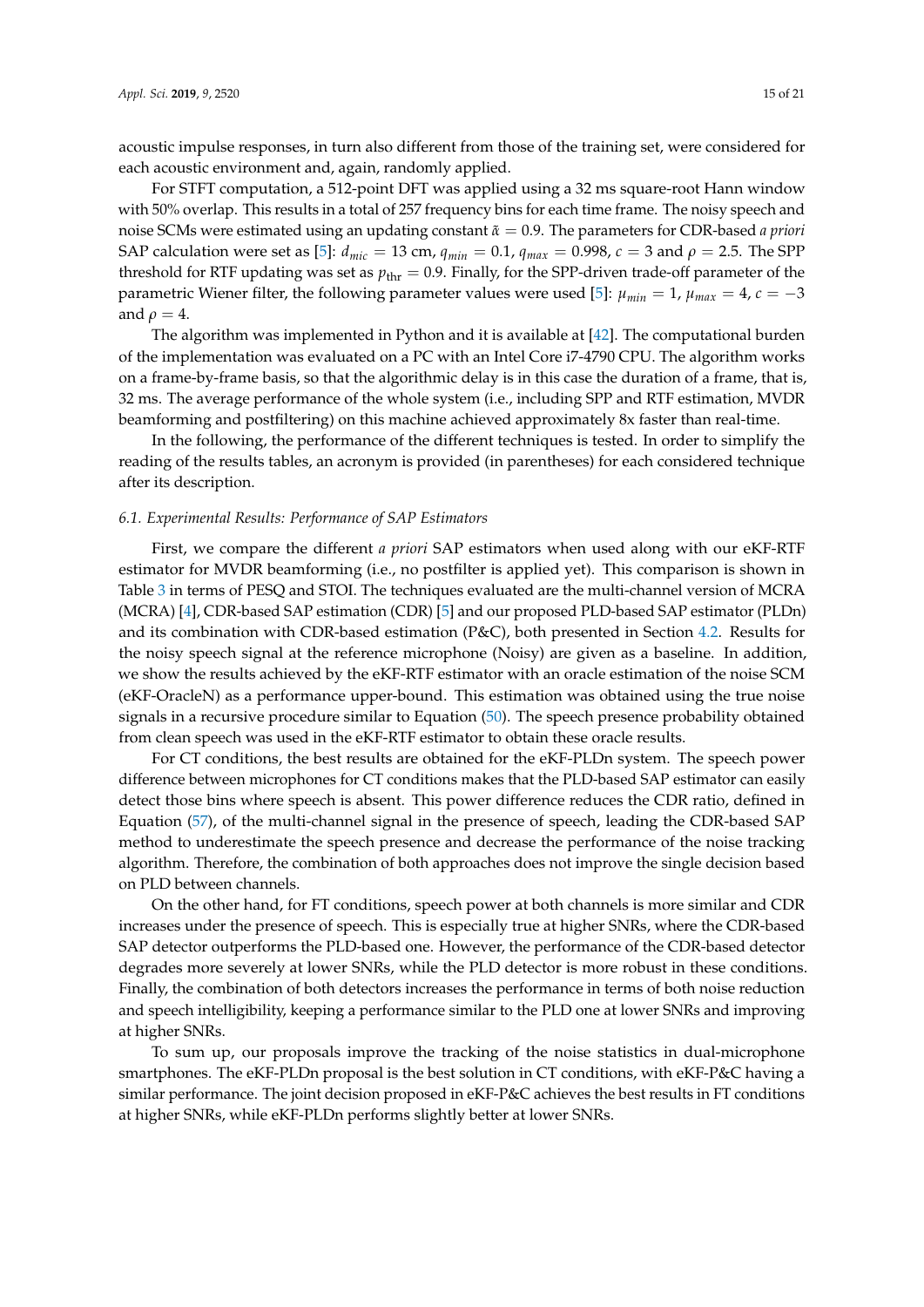acoustic impulse responses, in turn also different from those of the training set, were considered for each acoustic environment and, again, randomly applied.

For STFT computation, a 512-point DFT was applied using a 32 ms square-root Hann window with 50% overlap. This results in a total of 257 frequency bins for each time frame. The noisy speech and noise SCMs were estimated using an updating constant $\tilde{\alpha} = 0.9$. The parameters for CDR-based *a priori* SAP calculation were set as [5]: $d_{mic} = 13$ cm, $q_{min} = 0.1$, $q_{max} = 0.998$, $c = 3$ and $\rho = 2.5$. The SPP threshold for RTF updating was set as $p_{\text{thr}} = 0.9$. Finally, for the SPP-driven trade-off parameter of the parametric Wiener filter, the following parameter values were used [5]: $\mu_{min} = 1$, $\mu_{max} = 4$, $c = -3$ and $\rho = 4$.

The algorithm was implemented in Python and it is available at [42]. The computational burden of the implementation was evaluated on a PC with an Intel Core i7-4790 CPU. The algorithm works on a frame-by-frame basis, so that the algorithmic delay is in this case the duration of a frame, that is, 32 ms. The average performance of the whole system (i.e., including SPP and RTF estimation, MVDR beamforming and postfiltering) on this machine achieved approximately 8x faster than real-time.

In the following, the performance of the different techniques is tested. In order to simplify the reading of the results tables, an acronym is provided (in parentheses) for each considered technique after its description.

### 6.1. Experimental Results: Performance of SAP Estimators

First, we compare the different *a priori* SAP estimators when used along with our eKF-RTF estimator for MVDR beamforming (i.e., no postfilter is applied yet). This comparison is shown in Table 3 in terms of PESQ and STOI. The techniques evaluated are the multi-channel version of MCRA (MCRA) [4], CDR-based SAP estimation (CDR) [5] and our proposed PLD-based SAP estimator (PLDn) and its combination with CDR-based estimation (P&C), both presented in Section 4.2. Results for the noisy speech signal at the reference microphone (Noisy) are given as a baseline. In addition, we show the results achieved by the eKF-RTF estimator with an oracle estimation of the noise SCM (eKF-OracleN) as a performance upper-bound. This estimation was obtained using the true noise signals in a recursive procedure similar to Equation (50). The speech presence probability obtained from clean speech was used in the eKF-RTF estimator to obtain these oracle results.

For CT conditions, the best results are obtained for the eKF-PLDn system. The speech power difference between microphones for CT conditions makes that the PLD-based SAP estimator can easily detect those bins where speech is absent. This power difference reduces the CDR ratio, defined in Equation (57), of the multi-channel signal in the presence of speech, leading the CDR-based SAP method to underestimate the speech presence and decrease the performance of the noise tracking algorithm. Therefore, the combination of both approaches does not improve the single decision based on PLD between channels.

On the other hand, for FT conditions, speech power at both channels is more similar and CDR increases under the presence of speech. This is especially true at higher SNRs, where the CDR-based SAP detector outperforms the PLD-based one. However, the performance of the CDR-based detector degrades more severely at lower SNRs, while the PLD detector is more robust in these conditions. Finally, the combination of both detectors increases the performance in terms of both noise reduction and speech intelligibility, keeping a performance similar to the PLD one at lower SNRs and improving at higher SNRs.

To sum up, our proposals improve the tracking of the noise statistics in dual-microphone smartphones. The eKF-PLDn proposal is the best solution in CT conditions, with eKF-P&C having a similar performance. The joint decision proposed in eKF-P&C achieves the best results in FT conditions at higher SNRs, while eKF-PLDn performs slightly better at lower SNRs.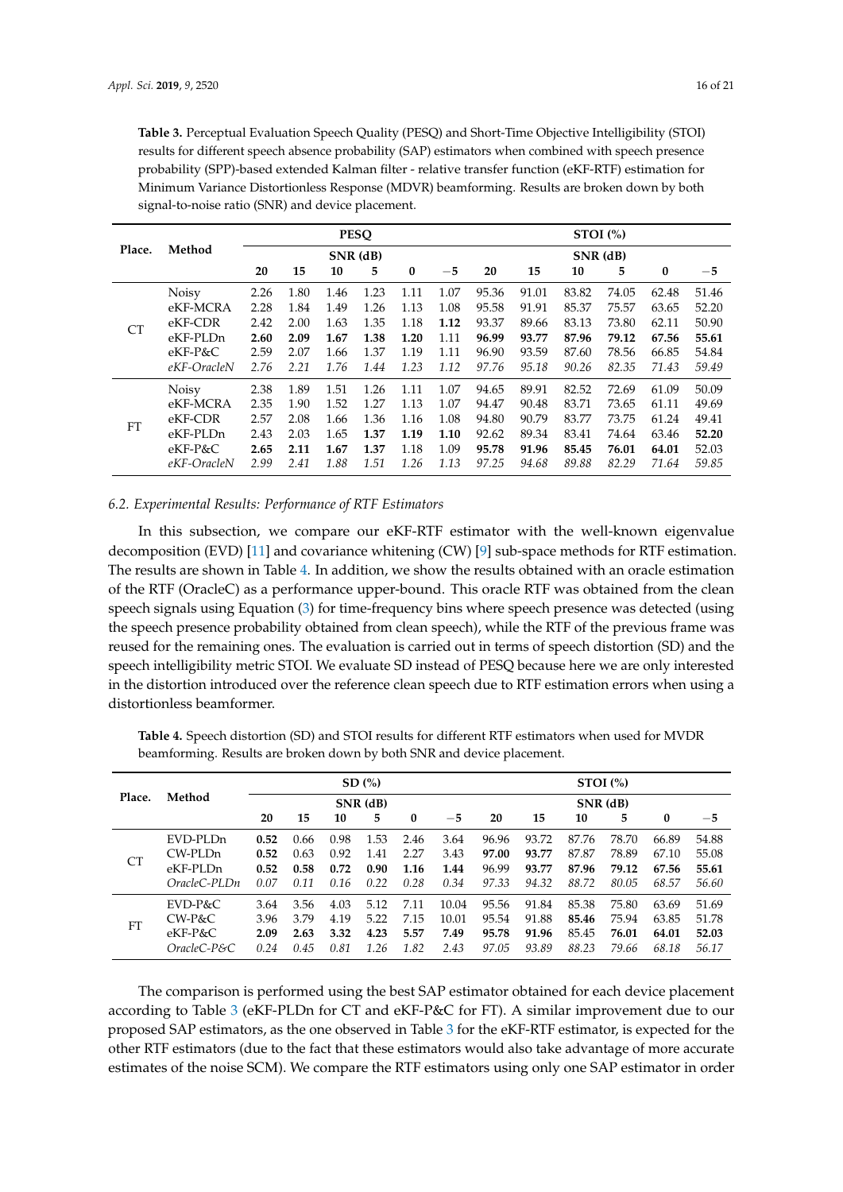**Table 3.** Perceptual Evaluation Speech Quality (PESQ) and Short-Time Objective Intelligibility (STOI) results for different speech absence probability (SAP) estimators when combined with speech presence probability (SPP)-based extended Kalman filter - relative transfer function (eKF-RTF) estimation for Minimum Variance Distortionless Response (MDVR) beamforming. Results are broken down by both signal-to-noise ratio (SNR) and device placement.

| Place. | Method | PESQ | | | | | | STOI (%) | | | | | |
|---|---|---|---|---|---|---|---|---|---|---|---|---|---|
| | | SNR (dB) | | | | | | SNR (dB) | | | | | |
| | | 20 | 15 | 10 | 5 | 0 | −5 | 20 | 15 | 10 | 5 | 0 | −5 |
| CT | Noisy | 2.26 | 1.80 | 1.46 | 1.23 | 1.11 | 1.07 | 95.36 | 91.01 | 83.82 | 74.05 | 62.48 | 51.46 |
| | eKF-MCRA | 2.28 | 1.84 | 1.49 | 1.26 | 1.13 | 1.08 | 95.58 | 91.91 | 85.37 | 75.57 | 63.65 | 52.20 |
| | eKF-CDR | 2.42 | 2.00 | 1.63 | 1.35 | 1.18 | **1.12** | 93.37 | 89.66 | 83.13 | 73.80 | 62.11 | 50.90 |
| | eKF-PLDn | **2.60** | **2.09** | **1.67** | **1.38** | **1.20** | 1.11 | **96.99** | **93.77** | **87.96** | **79.12** | **67.56** | **55.61** |
| | eKF-P&C | 2.59 | 2.07 | 1.66 | 1.37 | 1.19 | 1.11 | 96.90 | 93.59 | 87.60 | 78.56 | 66.85 | 54.84 |
| | *eKF-OracleN* | *2.76* | *2.21* | *1.76* | *1.44* | *1.23* | *1.12* | *97.76* | *95.18* | *90.26* | *82.35* | *71.43* | *59.49* |
| FT | Noisy | 2.38 | 1.89 | 1.51 | 1.26 | 1.11 | 1.07 | 94.65 | 89.91 | 82.52 | 72.69 | 61.09 | 50.09 |
| | eKF-MCRA | 2.35 | 1.90 | 1.52 | 1.27 | 1.13 | 1.07 | 94.47 | 90.48 | 83.71 | 73.65 | 61.11 | 49.69 |
| | eKF-CDR | 2.57 | 2.08 | 1.66 | 1.36 | 1.16 | 1.08 | 94.80 | 90.79 | 83.77 | 73.75 | 61.24 | 49.41 |
| | eKF-PLDn | 2.43 | 2.03 | 1.65 | **1.37** | **1.19** | **1.10** | 92.62 | 89.34 | 83.41 | 74.64 | 63.46 | **52.20** |
| | eKF-P&C | **2.65** | **2.11** | **1.67** | **1.37** | 1.18 | 1.09 | **95.78** | **91.96** | **85.45** | **76.01** | **64.01** | 52.03 |
| | *eKF-OracleN* | *2.99* | *2.41* | *1.88* | *1.51* | *1.26* | *1.13* | *97.25* | *94.68* | *89.88* | *82.29* | *71.64* | *59.85* |

### 6.2. Experimental Results: Performance of RTF Estimators

In this subsection, we compare our eKF-RTF estimator with the well-known eigenvalue decomposition (EVD) [11] and covariance whitening (CW) [9] sub-space methods for RTF estimation. The results are shown in Table 4. In addition, we show the results obtained with an oracle estimation of the RTF (OracleC) as a performance upper-bound. This oracle RTF was obtained from the clean speech signals using Equation (3) for time-frequency bins where speech presence was detected (using the speech presence probability obtained from clean speech), while the RTF of the previous frame was reused for the remaining ones. The evaluation is carried out in terms of speech distortion (SD) and the speech intelligibility metric STOI. We evaluate SD instead of PESQ because here we are only interested in the distortion introduced over the reference clean speech due to RTF estimation errors when using a distortionless beamformer.

**Table 4.** Speech distortion (SD) and STOI results for different RTF estimators when used for MVDR beamforming. Results are broken down by both SNR and device placement.

| Place. | Method | SD (%) | | | | | | STOI (%) | | | | | |
|---|---|---|---|---|---|---|---|---|---|---|---|---|---|
| | | SNR (dB) | | | | | | SNR (dB) | | | | | |
| | | 20 | 15 | 10 | 5 | 0 | −5 | 20 | 15 | 10 | 5 | 0 | −5 |
| CT | EVD-PLDn | **0.52** | 0.66 | 0.98 | 1.53 | 2.46 | 3.64 | 96.96 | 93.72 | 87.76 | 78.70 | 66.89 | 54.88 |
| | CW-PLDn | **0.52** | 0.63 | 0.92 | 1.41 | 2.27 | 3.43 | **97.00** | **93.77** | 87.87 | 78.89 | 67.10 | 55.08 |
| | eKF-PLDn | **0.52** | **0.58** | **0.72** | **0.90** | **1.16** | **1.44** | 96.99 | **93.77** | **87.96** | **79.12** | **67.56** | **55.61** |
| | *OracleC-PLDn* | *0.07* | *0.11* | *0.16* | *0.22* | *0.28* | *0.34* | *97.33* | *94.32* | *88.72* | *80.05* | *68.57* | *56.60* |
| FT | EVD-P&C | 3.64 | 3.56 | 4.03 | 5.12 | 7.11 | 10.04 | 95.56 | 91.84 | 85.38 | 75.80 | 63.69 | 51.69 |
| | CW-P&C | 3.96 | 3.79 | 4.19 | 5.22 | 7.15 | 10.01 | 95.54 | 91.88 | **85.46** | 75.94 | 63.85 | 51.78 |
| | eKF-P&C | **2.09** | **2.63** | **3.32** | **4.23** | **5.57** | **7.49** | **95.78** | **91.96** | 85.45 | **76.01** | **64.01** | **52.03** |
| | *OracleC-P&C* | *0.24* | *0.45* | *0.81* | *1.26* | *1.82* | *2.43* | *97.05* | *93.89* | *88.23* | *79.66* | *68.18* | *56.17* |

The comparison is performed using the best SAP estimator obtained for each device placement according to Table 3 (eKF-PLDn for CT and eKF-P&C for FT). A similar improvement due to our proposed SAP estimators, as the one observed in Table 3 for the eKF-RTF estimator, is expected for the other RTF estimators (due to the fact that these estimators would also take advantage of more accurate estimates of the noise SCM). We compare the RTF estimators using only one SAP estimator in order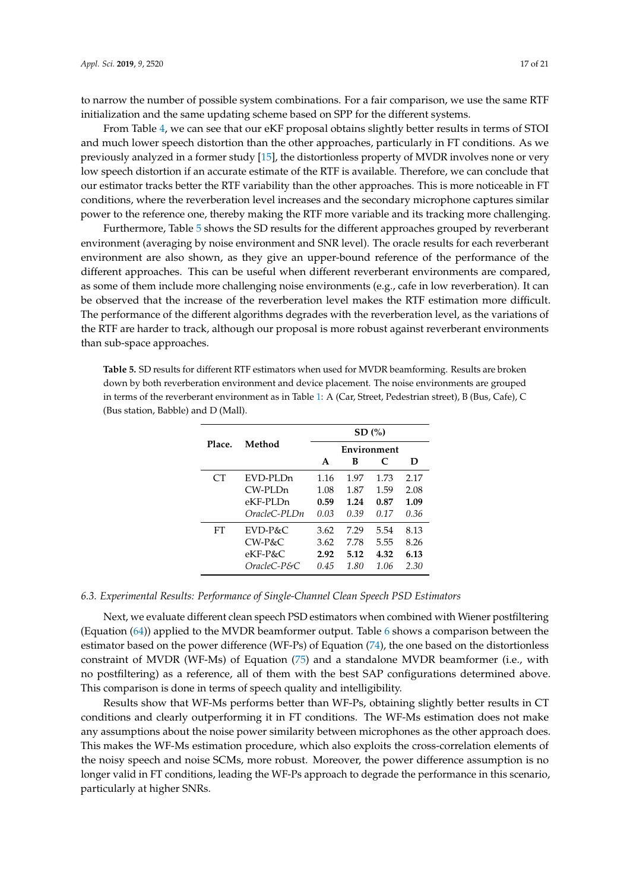to narrow the number of possible system combinations. For a fair comparison, we use the same RTF initialization and the same updating scheme based on SPP for the different systems.

From Table 4, we can see that our eKF proposal obtains slightly better results in terms of STOI and much lower speech distortion than the other approaches, particularly in FT conditions. As we previously analyzed in a former study [15], the distortionless property of MVDR involves none or very low speech distortion if an accurate estimate of the RTF is available. Therefore, we can conclude that our estimator tracks better the RTF variability than the other approaches. This is more noticeable in FT conditions, where the reverberation level increases and the secondary microphone captures similar power to the reference one, thereby making the RTF more variable and its tracking more challenging.

Furthermore, Table 5 shows the SD results for the different approaches grouped by reverberant environment (averaging by noise environment and SNR level). The oracle results for each reverberant environment are also shown, as they give an upper-bound reference of the performance of the different approaches. This can be useful when different reverberant environments are compared, as some of them include more challenging noise environments (e.g., cafe in low reverberation). It can be observed that the increase of the reverberation level makes the RTF estimation more difficult. The performance of the different algorithms degrades with the reverberation level, as the variations of the RTF are harder to track, although our proposal is more robust against reverberant environments than sub-space approaches.

**Table 5.** SD results for different RTF estimators when used for MVDR beamforming. Results are broken down by both reverberation environment and device placement. The noise environments are grouped in terms of the reverberant environment as in Table 1: A (Car, Street, Pedestrian street), B (Bus, Cafe), C (Bus station, Babble) and D (Mall).

| Place. | Method | SD (%) | | | |
|---|---|---|---|---|---|
| | | Environment | | | |
| | | A | B | C | D |
| CT | EVD-PLDn | 1.16 | 1.97 | 1.73 | 2.17 |
| | CW-PLDn | 1.08 | 1.87 | 1.59 | 2.08 |
| | eKF-PLDn | **0.59** | **1.24** | **0.87** | **1.09** |
| | *OracleC-PLDn* | *0.03* | *0.39* | *0.17* | *0.36* |
| FT | EVD-P&C | 3.62 | 7.29 | 5.54 | 8.13 |
| | CW-P&C | 3.62 | 7.78 | 5.55 | 8.26 |
| | eKF-P&C | **2.92** | **5.12** | **4.32** | **6.13** |
| | *OracleC-P&C* | *0.45* | *1.80* | *1.06* | *2.30* |

### *6.3. Experimental Results: Performance of Single-Channel Clean Speech PSD Estimators*

Next, we evaluate different clean speech PSD estimators when combined with Wiener postfiltering (Equation (64)) applied to the MVDR beamformer output. Table 6 shows a comparison between the estimator based on the power difference (WF-Ps) of Equation (74), the one based on the distortionless constraint of MVDR (WF-Ms) of Equation (75) and a standalone MVDR beamformer (i.e., with no postfiltering) as a reference, all of them with the best SAP configurations determined above. This comparison is done in terms of speech quality and intelligibility.

Results show that WF-Ms performs better than WF-Ps, obtaining slightly better results in CT conditions and clearly outperforming it in FT conditions. The WF-Ms estimation does not make any assumptions about the noise power similarity between microphones as the other approach does. This makes the WF-Ms estimation procedure, which also exploits the cross-correlation elements of the noisy speech and noise SCMs, more robust. Moreover, the power difference assumption is no longer valid in FT conditions, leading the WF-Ps approach to degrade the performance in this scenario, particularly at higher SNRs.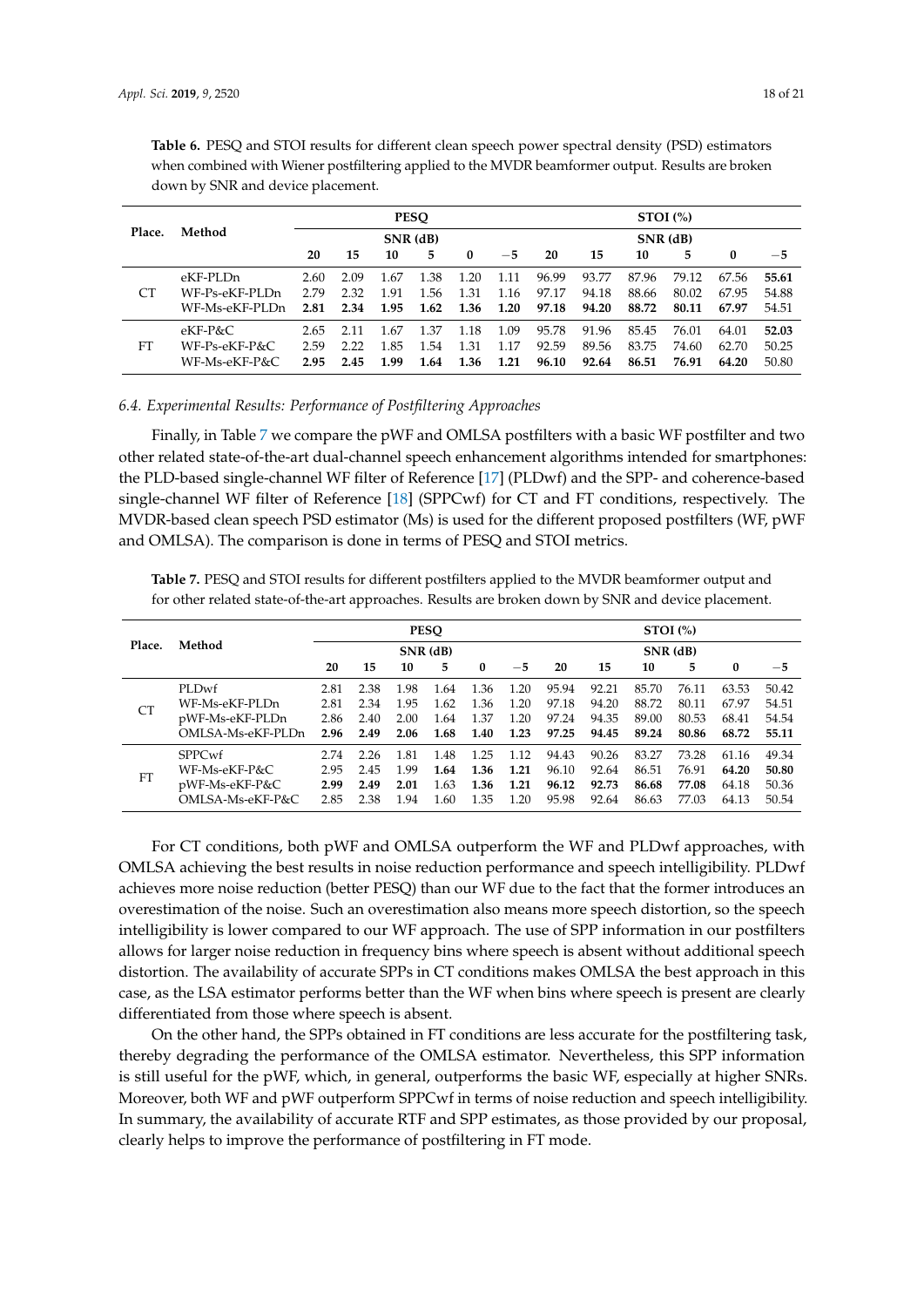**Table 6.** PESQ and STOI results for different clean speech power spectral density (PSD) estimators when combined with Wiener postfiltering applied to the MVDR beamformer output. Results are broken down by SNR and device placement.

| Place. | Method | PESQ | | | | | | STOI (%) | | | | | |
|---|---|---|---|---|---|---|---|---|---|---|---|---|---|
| | | SNR (dB) | | | | | | SNR (dB) | | | | | |
| | | **20** | **15** | **10** | **5** | **0** | **−5** | **20** | **15** | **10** | **5** | **0** | **−5** |
| CT | eKF-PLDn | 2.60 | 2.09 | 1.67 | 1.38 | 1.20 | 1.11 | 96.99 | 93.77 | 87.96 | 79.12 | 67.56 | **55.61** |
| | WF-Ps-eKF-PLDn | 2.79 | 2.32 | 1.91 | 1.56 | 1.31 | 1.16 | 97.17 | 94.18 | 88.66 | 80.02 | 67.95 | 54.88 |
| | WF-Ms-eKF-PLDn | **2.81** | **2.34** | **1.95** | **1.62** | **1.36** | **1.20** | **97.18** | **94.20** | **88.72** | **80.11** | **67.97** | 54.51 |
| FT | eKF-P&C | 2.65 | 2.11 | 1.67 | 1.37 | 1.18 | 1.09 | 95.78 | 91.96 | 85.45 | 76.01 | 64.01 | **52.03** |
| | WF-Ps-eKF-P&C | 2.59 | 2.22 | 1.85 | 1.54 | 1.31 | 1.17 | 92.59 | 89.56 | 83.75 | 74.60 | 62.70 | 50.25 |
| | WF-Ms-eKF-P&C | **2.95** | **2.45** | **1.99** | **1.64** | **1.36** | **1.21** | **96.10** | **92.64** | **86.51** | **76.91** | **64.20** | 50.80 |

*6.4. Experimental Results: Performance of Postfiltering Approaches*

Finally, in Table 7 we compare the pWF and OMLSA postfilters with a basic WF postfilter and two other related state-of-the-art dual-channel speech enhancement algorithms intended for smartphones: the PLD-based single-channel WF filter of Reference [17] (PLDwf) and the SPP- and coherence-based single-channel WF filter of Reference [18] (SPPCwf) for CT and FT conditions, respectively. The MVDR-based clean speech PSD estimator (Ms) is used for the different proposed postfilters (WF, pWF and OMLSA). The comparison is done in terms of PESQ and STOI metrics.

**Table 7.** PESQ and STOI results for different postfilters applied to the MVDR beamformer output and for other related state-of-the-art approaches. Results are broken down by SNR and device placement.

| Place. | Method | PESQ | | | | | | STOI (%) | | | | | |
|---|---|---|---|---|---|---|---|---|---|---|---|---|---|
| | | SNR (dB) | | | | | | SNR (dB) | | | | | |
| | | **20** | **15** | **10** | **5** | **0** | **−5** | **20** | **15** | **10** | **5** | **0** | **−5** |
| CT | PLDwf | 2.81 | 2.38 | 1.98 | 1.64 | 1.36 | 1.20 | 95.94 | 92.21 | 85.70 | 76.11 | 63.53 | 50.42 |
| | WF-Ms-eKF-PLDn | 2.81 | 2.34 | 1.95 | 1.62 | 1.36 | 1.20 | 97.18 | 94.20 | 88.72 | 80.11 | 67.97 | 54.51 |
| | pWF-Ms-eKF-PLDn | 2.86 | 2.40 | 2.00 | 1.64 | 1.37 | 1.20 | 97.24 | 94.35 | 89.00 | 80.53 | 68.41 | 54.54 |
| | OMLSA-Ms-eKF-PLDn | **2.96** | **2.49** | **2.06** | **1.68** | **1.40** | **1.23** | **97.25** | **94.45** | **89.24** | **80.86** | **68.72** | **55.11** |
| FT | SPPCwf | 2.74 | 2.26 | 1.81 | 1.48 | 1.25 | 1.12 | 94.43 | 90.26 | 83.27 | 73.28 | 61.16 | 49.34 |
| | WF-Ms-eKF-P&C | 2.95 | 2.45 | 1.99 | **1.64** | **1.36** | **1.21** | 96.10 | 92.64 | 86.51 | 76.91 | **64.20** | **50.80** |
| | pWF-Ms-eKF-P&C | **2.99** | **2.49** | **2.01** | 1.63 | **1.36** | **1.21** | **96.12** | **92.73** | **86.68** | **77.08** | 64.18 | 50.36 |
| | OMLSA-Ms-eKF-P&C | 2.85 | 2.38 | 1.94 | 1.60 | 1.35 | 1.20 | 95.98 | 92.64 | 86.63 | 77.03 | 64.13 | 50.54 |

For CT conditions, both pWF and OMLSA outperform the WF and PLDwf approaches, with OMLSA achieving the best results in noise reduction performance and speech intelligibility. PLDwf achieves more noise reduction (better PESQ) than our WF due to the fact that the former introduces an overestimation of the noise. Such an overestimation also means more speech distortion, so the speech intelligibility is lower compared to our WF approach. The use of SPP information in our postfilters allows for larger noise reduction in frequency bins where speech is absent without additional speech distortion. The availability of accurate SPPs in CT conditions makes OMLSA the best approach in this case, as the LSA estimator performs better than the WF when bins where speech is present are clearly differentiated from those where speech is absent.

On the other hand, the SPPs obtained in FT conditions are less accurate for the postfiltering task, thereby degrading the performance of the OMLSA estimator. Nevertheless, this SPP information is still useful for the pWF, which, in general, outperforms the basic WF, especially at higher SNRs. Moreover, both WF and pWF outperform SPPCwf in terms of noise reduction and speech intelligibility. In summary, the availability of accurate RTF and SPP estimates, as those provided by our proposal, clearly helps to improve the performance of postfiltering in FT mode.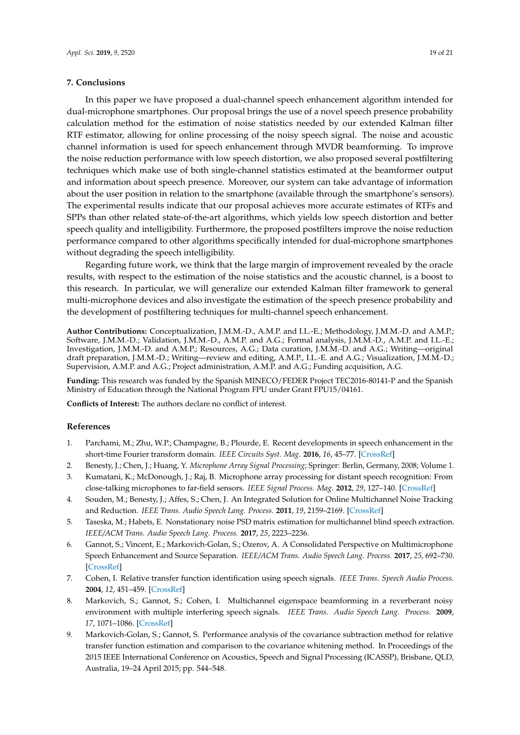## 7. Conclusions

In this paper we have proposed a dual-channel speech enhancement algorithm intended for dual-microphone smartphones. Our proposal brings the use of a novel speech presence probability calculation method for the estimation of noise statistics needed by our extended Kalman filter RTF estimator, allowing for online processing of the noisy speech signal. The noise and acoustic channel information is used for speech enhancement through MVDR beamforming. To improve the noise reduction performance with low speech distortion, we also proposed several postfiltering techniques which make use of both single-channel statistics estimated at the beamformer output and information about speech presence. Moreover, our system can take advantage of information about the user position in relation to the smartphone (available through the smartphone's sensors). The experimental results indicate that our proposal achieves more accurate estimates of RTFs and SPPs than other related state-of-the-art algorithms, which yields low speech distortion and better speech quality and intelligibility. Furthermore, the proposed postfilters improve the noise reduction performance compared to other algorithms specifically intended for dual-microphone smartphones without degrading the speech intelligibility.

Regarding future work, we think that the large margin of improvement revealed by the oracle results, with respect to the estimation of the noise statistics and the acoustic channel, is a boost to this research. In particular, we will generalize our extended Kalman filter framework to general multi-microphone devices and also investigate the estimation of the speech presence probability and the development of postfiltering techniques for multi-channel speech enhancement.

**Author Contributions:** Conceptualization, J.M.M.-D., A.M.P. and I.L.-E.; Methodology, J.M.M.-D. and A.M.P.; Software, J.M.M.-D.; Validation, J.M.M.-D., A.M.P. and A.G.; Formal analysis, J.M.M.-D., A.M.P. and I.L.-E.; Investigation, J.M.M.-D. and A.M.P.; Resources, A.G.; Data curation, J.M.M.-D. and A.G.; Writing—original draft preparation, J.M.M.-D.; Writing—review and editing, A.M.P., I.L.-E. and A.G.; Visualization, J.M.M.-D.; Supervision, A.M.P. and A.G.; Project administration, A.M.P. and A.G.; Funding acquisition, A.G.

**Funding:** This research was funded by the Spanish MINECO/FEDER Project TEC2016-80141-P and the Spanish Ministry of Education through the National Program FPU under Grant FPU15/04161.

**Conflicts of Interest:** The authors declare no conflict of interest.

## References

1. Parchami, M.; Zhu, W.P.; Champagne, B.; Plourde, E. Recent developments in speech enhancement in the short-time Fourier transform domain. *IEEE Circuits Syst. Mag.* **2016**, *16*, 45–77. [CrossRef]
2. Benesty, J.; Chen, J.; Huang, Y. *Microphone Array Signal Processing*; Springer: Berlin, Germany, 2008; Volume 1.
3. Kumatani, K.; McDonough, J.; Raj, B. Microphone array processing for distant speech recognition: From close-talking microphones to far-field sensors. *IEEE Signal Process. Mag.* **2012**, *29*, 127–140. [CrossRef]
4. Souden, M.; Benesty, J.; Affes, S.; Chen, J. An Integrated Solution for Online Multichannel Noise Tracking and Reduction. *IEEE Trans. Audio Speech Lang. Process.* **2011**, *19*, 2159–2169. [CrossRef]
5. Taseska, M.; Habets, E. Nonstationary noise PSD matrix estimation for multichannel blind speech extraction. *IEEE/ACM Trans. Audio Speech Lang. Process.* **2017**, *25*, 2223–2236.
6. Gannot, S.; Vincent, E.; Markovich-Golan, S.; Ozerov, A. A Consolidated Perspective on Multimicrophone Speech Enhancement and Source Separation. *IEEE/ACM Trans. Audio Speech Lang. Process.* **2017**, *25*, 692–730. [CrossRef]
7. Cohen, I. Relative transfer function identification using speech signals. *IEEE Trans. Speech Audio Process.* **2004**, *12*, 451–459. [CrossRef]
8. Markovich, S.; Gannot, S.; Cohen, I. Multichannel eigenspace beamforming in a reverberant noisy environment with multiple interfering speech signals. *IEEE Trans. Audio Speech Lang. Process.* **2009**, *17*, 1071–1086. [CrossRef]
9. Markovich-Golan, S.; Gannot, S. Performance analysis of the covariance subtraction method for relative transfer function estimation and comparison to the covariance whitening method. In Proceedings of the 2015 IEEE International Conference on Acoustics, Speech and Signal Processing (ICASSP), Brisbane, QLD, Australia, 19–24 April 2015; pp. 544–548.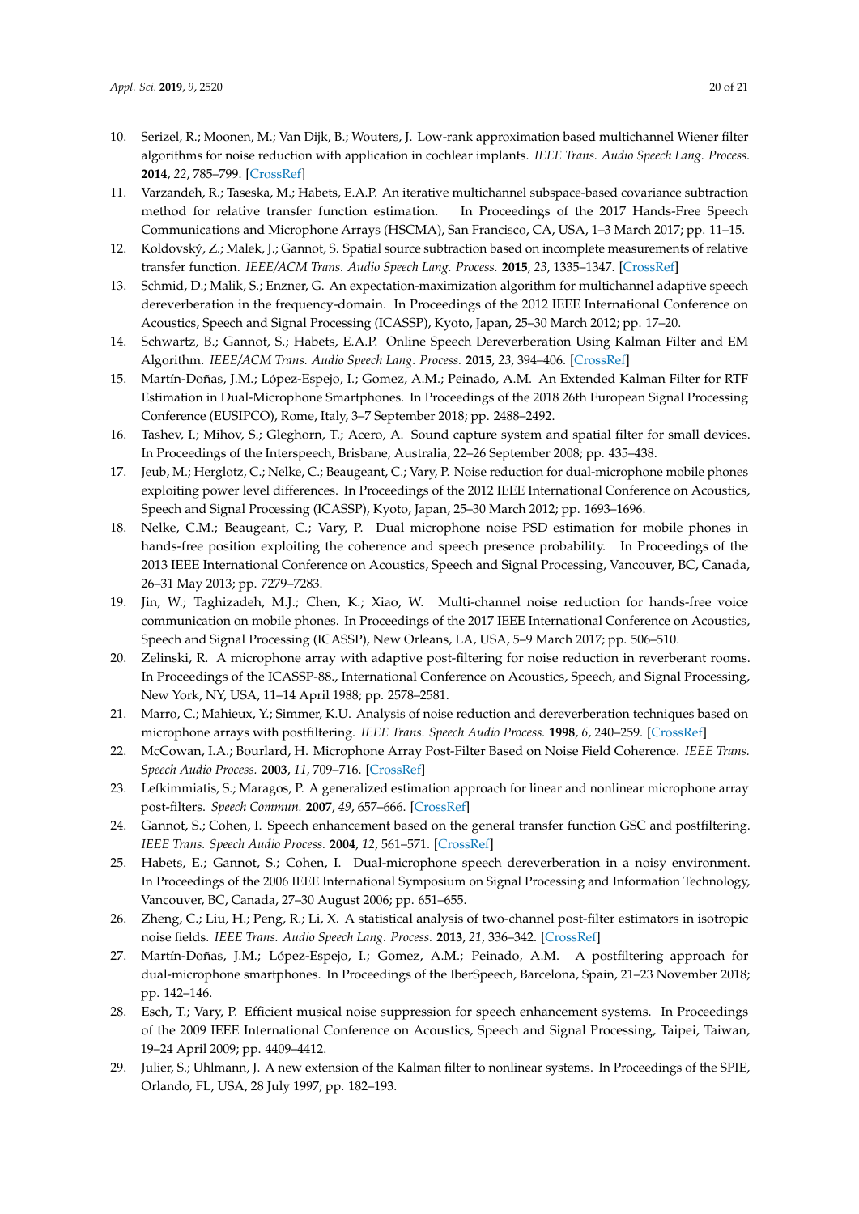10. Serizel, R.; Moonen, M.; Van Dijk, B.; Wouters, J. Low-rank approximation based multichannel Wiener filter algorithms for noise reduction with application in cochlear implants. *IEEE Trans. Audio Speech Lang. Process.* **2014**, *22*, 785–799. [CrossRef]
11. Varzandeh, R.; Taseska, M.; Habets, E.A.P. An iterative multichannel subspace-based covariance subtraction method for relative transfer function estimation. In Proceedings of the 2017 Hands-Free Speech Communications and Microphone Arrays (HSCMA), San Francisco, CA, USA, 1–3 March 2017; pp. 11–15.
12. Koldovský, Z.; Malek, J.; Gannot, S. Spatial source subtraction based on incomplete measurements of relative transfer function. *IEEE/ACM Trans. Audio Speech Lang. Process.* **2015**, *23*, 1335–1347. [CrossRef]
13. Schmid, D.; Malik, S.; Enzner, G. An expectation-maximization algorithm for multichannel adaptive speech dereverberation in the frequency-domain. In Proceedings of the 2012 IEEE International Conference on Acoustics, Speech and Signal Processing (ICASSP), Kyoto, Japan, 25–30 March 2012; pp. 17–20.
14. Schwartz, B.; Gannot, S.; Habets, E.A.P. Online Speech Dereverberation Using Kalman Filter and EM Algorithm. *IEEE/ACM Trans. Audio Speech Lang. Process.* **2015**, *23*, 394–406. [CrossRef]
15. Martín-Doñas, J.M.; López-Espejo, I.; Gomez, A.M.; Peinado, A.M. An Extended Kalman Filter for RTF Estimation in Dual-Microphone Smartphones. In Proceedings of the 2018 26th European Signal Processing Conference (EUSIPCO), Rome, Italy, 3–7 September 2018; pp. 2488–2492.
16. Tashev, I.; Mihov, S.; Gleghorn, T.; Acero, A. Sound capture system and spatial filter for small devices. In Proceedings of the Interspeech, Brisbane, Australia, 22–26 September 2008; pp. 435–438.
17. Jeub, M.; Herglotz, C.; Nelke, C.; Beaugeant, C.; Vary, P. Noise reduction for dual-microphone mobile phones exploiting power level differences. In Proceedings of the 2012 IEEE International Conference on Acoustics, Speech and Signal Processing (ICASSP), Kyoto, Japan, 25–30 March 2012; pp. 1693–1696.
18. Nelke, C.M.; Beaugeant, C.; Vary, P. Dual microphone noise PSD estimation for mobile phones in hands-free position exploiting the coherence and speech presence probability. In Proceedings of the 2013 IEEE International Conference on Acoustics, Speech and Signal Processing, Vancouver, BC, Canada, 26–31 May 2013; pp. 7279–7283.
19. Jin, W.; Taghizadeh, M.J.; Chen, K.; Xiao, W. Multi-channel noise reduction for hands-free voice communication on mobile phones. In Proceedings of the 2017 IEEE International Conference on Acoustics, Speech and Signal Processing (ICASSP), New Orleans, LA, USA, 5–9 March 2017; pp. 506–510.
20. Zelinski, R. A microphone array with adaptive post-filtering for noise reduction in reverberant rooms. In Proceedings of the ICASSP-88., International Conference on Acoustics, Speech, and Signal Processing, New York, NY, USA, 11–14 April 1988; pp. 2578–2581.
21. Marro, C.; Mahieux, Y.; Simmer, K.U. Analysis of noise reduction and dereverberation techniques based on microphone arrays with postfiltering. *IEEE Trans. Speech Audio Process.* **1998**, *6*, 240–259. [CrossRef]
22. McCowan, I.A.; Bourlard, H. Microphone Array Post-Filter Based on Noise Field Coherence. *IEEE Trans. Speech Audio Process.* **2003**, *11*, 709–716. [CrossRef]
23. Lefkimmiatis, S.; Maragos, P. A generalized estimation approach for linear and nonlinear microphone array post-filters. *Speech Commun.* **2007**, *49*, 657–666. [CrossRef]
24. Gannot, S.; Cohen, I. Speech enhancement based on the general transfer function GSC and postfiltering. *IEEE Trans. Speech Audio Process.* **2004**, *12*, 561–571. [CrossRef]
25. Habets, E.; Gannot, S.; Cohen, I. Dual-microphone speech dereverberation in a noisy environment. In Proceedings of the 2006 IEEE International Symposium on Signal Processing and Information Technology, Vancouver, BC, Canada, 27–30 August 2006; pp. 651–655.
26. Zheng, C.; Liu, H.; Peng, R.; Li, X. A statistical analysis of two-channel post-filter estimators in isotropic noise fields. *IEEE Trans. Audio Speech Lang. Process.* **2013**, *21*, 336–342. [CrossRef]
27. Martín-Doñas, J.M.; López-Espejo, I.; Gomez, A.M.; Peinado, A.M. A postfiltering approach for dual-microphone smartphones. In Proceedings of the IberSpeech, Barcelona, Spain, 21–23 November 2018; pp. 142–146.
28. Esch, T.; Vary, P. Efficient musical noise suppression for speech enhancement systems. In Proceedings of the 2009 IEEE International Conference on Acoustics, Speech and Signal Processing, Taipei, Taiwan, 19–24 April 2009; pp. 4409–4412.
29. Julier, S.; Uhlmann, J. A new extension of the Kalman filter to nonlinear systems. In Proceedings of the SPIE, Orlando, FL, USA, 28 July 1997; pp. 182–193.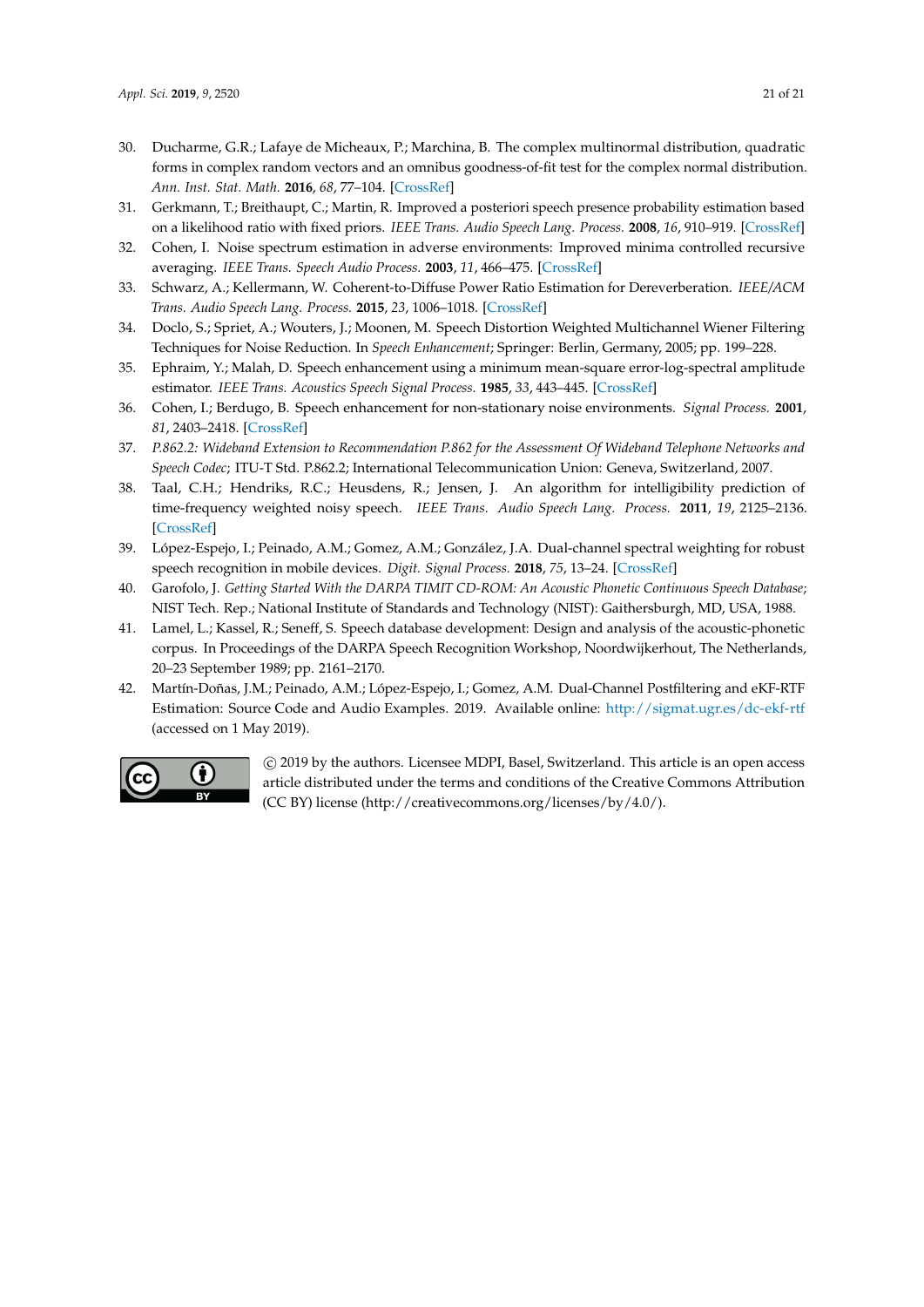30. Ducharme, G.R.; Lafaye de Micheaux, P.; Marchina, B. The complex multinormal distribution, quadratic forms in complex random vectors and an omnibus goodness-of-fit test for the complex normal distribution. *Ann. Inst. Stat. Math.* **2016**, *68*, 77–104. [CrossRef]
31. Gerkmann, T.; Breithaupt, C.; Martin, R. Improved a posteriori speech presence probability estimation based on a likelihood ratio with fixed priors. *IEEE Trans. Audio Speech Lang. Process.* **2008**, *16*, 910–919. [CrossRef]
32. Cohen, I. Noise spectrum estimation in adverse environments: Improved minima controlled recursive averaging. *IEEE Trans. Speech Audio Process.* **2003**, *11*, 466–475. [CrossRef]
33. Schwarz, A.; Kellermann, W. Coherent-to-Diffuse Power Ratio Estimation for Dereverberation. *IEEE/ACM Trans. Audio Speech Lang. Process.* **2015**, *23*, 1006–1018. [CrossRef]
34. Doclo, S.; Spriet, A.; Wouters, J.; Moonen, M. Speech Distortion Weighted Multichannel Wiener Filtering Techniques for Noise Reduction. In *Speech Enhancement*; Springer: Berlin, Germany, 2005; pp. 199–228.
35. Ephraim, Y.; Malah, D. Speech enhancement using a minimum mean-square error-log-spectral amplitude estimator. *IEEE Trans. Acoustics Speech Signal Process.* **1985**, *33*, 443–445. [CrossRef]
36. Cohen, I.; Berdugo, B. Speech enhancement for non-stationary noise environments. *Signal Process.* **2001**, *81*, 2403–2418. [CrossRef]
37. *P.862.2: Wideband Extension to Recommendation P.862 for the Assessment Of Wideband Telephone Networks and Speech Codec*; ITU-T Std. P.862.2; International Telecommunication Union: Geneva, Switzerland, 2007.
38. Taal, C.H.; Hendriks, R.C.; Heusdens, R.; Jensen, J. An algorithm for intelligibility prediction of time-frequency weighted noisy speech. *IEEE Trans. Audio Speech Lang. Process.* **2011**, *19*, 2125–2136. [CrossRef]
39. López-Espejo, I.; Peinado, A.M.; Gomez, A.M.; González, J.A. Dual-channel spectral weighting for robust speech recognition in mobile devices. *Digit. Signal Process.* **2018**, *75*, 13–24. [CrossRef]
40. Garofolo, J. *Getting Started With the DARPA TIMIT CD-ROM: An Acoustic Phonetic Continuous Speech Database*; NIST Tech. Rep.; National Institute of Standards and Technology (NIST): Gaithersburgh, MD, USA, 1988.
41. Lamel, L.; Kassel, R.; Seneff, S. Speech database development: Design and analysis of the acoustic-phonetic corpus. In Proceedings of the DARPA Speech Recognition Workshop, Noordwijkerhout, The Netherlands, 20–23 September 1989; pp. 2161–2170.
42. Martín-Doñas, J.M.; Peinado, A.M.; López-Espejo, I.; Gomez, A.M. Dual-Channel Postfiltering and eKF-RTF Estimation: Source Code and Audio Examples. 2019. Available online: http://sigmat.ugr.es/dc-ekf-rtf (accessed on 1 May 2019).

© 2019 by the authors. Licensee MDPI, Basel, Switzerland. This article is an open access article distributed under the terms and conditions of the Creative Commons Attribution (CC BY) license (http://creativecommons.org/licenses/by/4.0/).